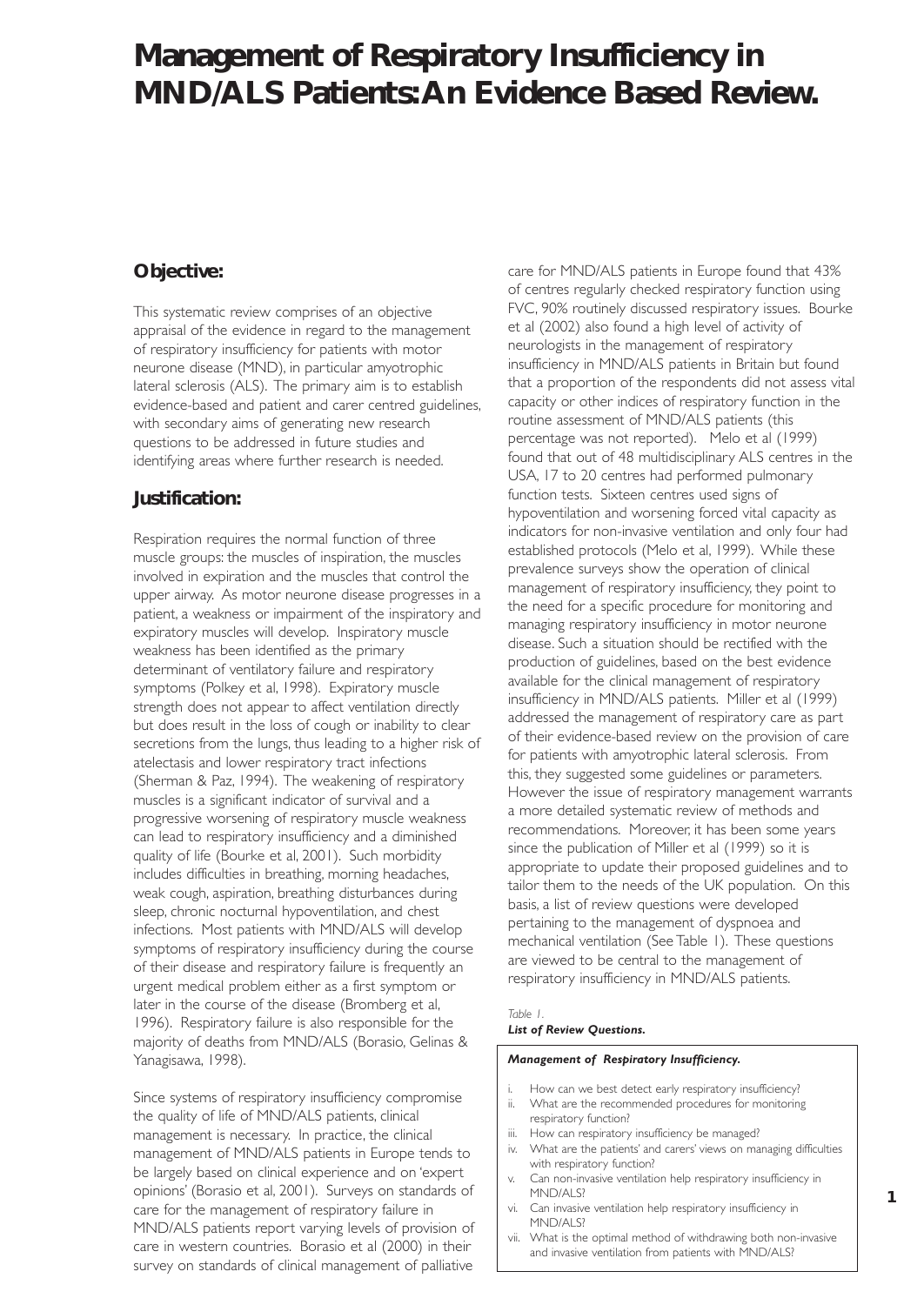# Management of Respiratory Insufficiency in MND/ALS Patients:An Evidence Based Review.

## Objective:

This systematic review comprises of an objective appraisal of the evidence in regard to the management of respiratory insufficiency for patients with motor neurone disease (MND), in particular amyotrophic lateral sclerosis (ALS). The primary aim is to establish evidence-based and patient and carer centred guidelines, with secondary aims of generating new research questions to be addressed in future studies and identifying areas where further research is needed.

## Justification:

Respiration requires the normal function of three muscle groups: the muscles of inspiration, the muscles involved in expiration and the muscles that control the upper airway. As motor neurone disease progresses in a patient, a weakness or impairment of the inspiratory and expiratory muscles will develop. Inspiratory muscle weakness has been identified as the primary determinant of ventilatory failure and respiratory symptoms (Polkey et al, 1998). Expiratory muscle strength does not appear to affect ventilation directly but does result in the loss of cough or inability to clear secretions from the lungs, thus leading to a higher risk of atelectasis and lower respiratory tract infections (Sherman & Paz, 1994). The weakening of respiratory muscles is a significant indicator of survival and a progressive worsening of respiratory muscle weakness can lead to respiratory insufficiency and a diminished quality of life (Bourke et al, 2001). Such morbidity includes difficulties in breathing, morning headaches, weak cough, aspiration, breathing disturbances during sleep, chronic nocturnal hypoventilation, and chest infections. Most patients with MND/ALS will develop symptoms of respiratory insufficiency during the course of their disease and respiratory failure is frequently an urgent medical problem either as a first symptom or later in the course of the disease (Bromberg et al, 1996). Respiratory failure is also responsible for the majority of deaths from MND/ALS (Borasio, Gelinas & Yanagisawa, 1998).

Since systems of respiratory insufficiency compromise the quality of life of MND/ALS patients, clinical management is necessary. In practice, the clinical management of MND/ALS patients in Europe tends to be largely based on clinical experience and on 'expert opinions' (Borasio et al, 2001). Surveys on standards of care for the management of respiratory failure in MND/ALS patients report varying levels of provision of care in western countries. Borasio et al (2000) in their survey on standards of clinical management of palliative care for MND/ALS patients in Europe found that 43% of centres regularly checked respiratory function using FVC, 90% routinely discussed respiratory issues. Bourke et al (2002) also found a high level of activity of neurologists in the management of respiratory insufficiency in MND/ALS patients in Britain but found that a proportion of the respondents did not assess vital capacity or other indices of respiratory function in the routine assessment of MND/ALS patients (this percentage was not reported). Melo et al (1999) found that out of 48 multidisciplinary ALS centres in the USA, 17 to 20 centres had performed pulmonary function tests. Sixteen centres used signs of hypoventilation and worsening forced vital capacity as indicators for non-invasive ventilation and only four had established protocols (Melo et al, 1999). While these prevalence surveys show the operation of clinical management of respiratory insufficiency, they point to the need for a specific procedure for monitoring and managing respiratory insufficiency in motor neurone disease. Such a situation should be rectified with the production of guidelines, based on the best evidence available for the clinical management of respiratory insufficiency in MND/ALS patients. Miller et al (1999) addressed the management of respiratory care as part of their evidence-based review on the provision of care for patients with amyotrophic lateral sclerosis. From this, they suggested some guidelines or parameters. However the issue of respiratory management warrants a more detailed systematic review of methods and recommendations. Moreover, it has been some years since the publication of Miller et al (1999) so it is appropriate to update their proposed guidelines and to tailor them to the needs of the UK population. On this basis, a list of review questions were developed pertaining to the management of dyspnoea and mechanical ventilation (See Table 1). These questions are viewed to be central to the management of respiratory insufficiency in MND/ALS patients.

*Table 1.*
***List of Review Questions.***

***Management of Respiratory Insufficiency.***

i. How can we best detect early respiratory insufficiency?
ii. What are the recommended procedures for monitoring respiratory function?
iii. How can respiratory insufficiency be managed?
iv. What are the patients' and carers' views on managing difficulties with respiratory function?
v. Can non-invasive ventilation help respiratory insufficiency in MND/ALS?
vi. Can invasive ventilation help respiratory insufficiency in MND/ALS?
vii. What is the optimal method of withdrawing both non-invasive and invasive ventilation from patients with MND/ALS?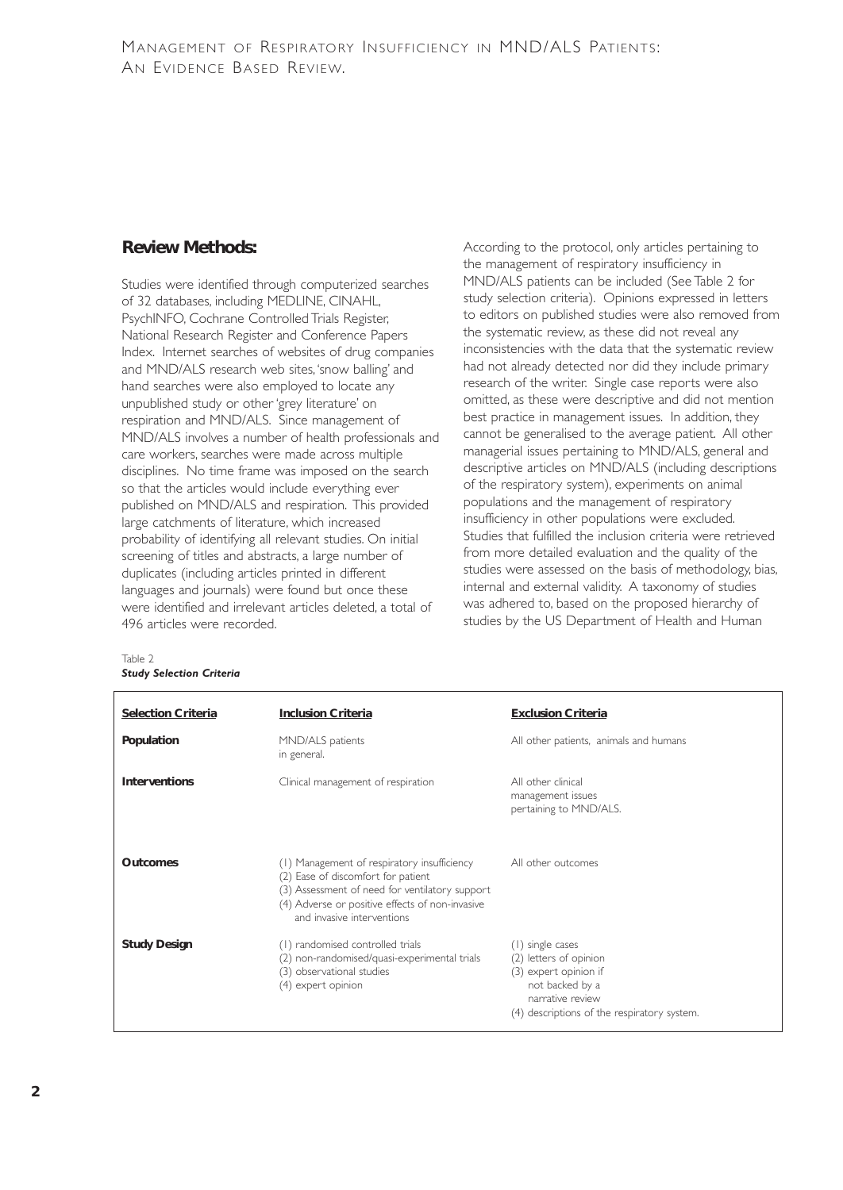## Review Methods:

Studies were identified through computerized searches of 32 databases, including MEDLINE, CINAHL, PsychINFO, Cochrane Controlled Trials Register, National Research Register and Conference Papers Index. Internet searches of websites of drug companies and MND/ALS research web sites, 'snow balling' and hand searches were also employed to locate any unpublished study or other 'grey literature' on respiration and MND/ALS. Since management of MND/ALS involves a number of health professionals and care workers, searches were made across multiple disciplines. No time frame was imposed on the search so that the articles would include everything ever published on MND/ALS and respiration. This provided large catchments of literature, which increased probability of identifying all relevant studies. On initial screening of titles and abstracts, a large number of duplicates (including articles printed in different languages and journals) were found but once these were identified and irrelevant articles deleted, a total of 496 articles were recorded.

According to the protocol, only articles pertaining to the management of respiratory insufficiency in MND/ALS patients can be included (See Table 2 for study selection criteria). Opinions expressed in letters to editors on published studies were also removed from the systematic review, as these did not reveal any inconsistencies with the data that the systematic review had not already detected nor did they include primary research of the writer. Single case reports were also omitted, as these were descriptive and did not mention best practice in management issues. In addition, they cannot be generalised to the average patient. All other managerial issues pertaining to MND/ALS, general and descriptive articles on MND/ALS (including descriptions of the respiratory system), experiments on animal populations and the management of respiratory insufficiency in other populations were excluded. Studies that fulfilled the inclusion criteria were retrieved from more detailed evaluation and the quality of the studies were assessed on the basis of methodology, bias, internal and external validity. A taxonomy of studies was adhered to, based on the proposed hierarchy of studies by the US Department of Health and Human

Table 2
***Study Selection Criteria***

| Selection Criteria | Inclusion Criteria | Exclusion Criteria |
|---|---|---|
| **Population** | MND/ALS patients in general. | All other patients, animals and humans |
| **Interventions** | Clinical management of respiration | All other clinical management issues pertaining to MND/ALS. |
| **Outcomes** | (1) Management of respiratory insufficiency<br>(2) Ease of discomfort for patient<br>(3) Assessment of need for ventilatory support<br>(4) Adverse or positive effects of non-invasive and invasive interventions | All other outcomes |
| **Study Design** | (1) randomised controlled trials<br>(2) non-randomised/quasi-experimental trials<br>(3) observational studies<br>(4) expert opinion | (1) single cases<br>(2) letters of opinion<br>(3) expert opinion if not backed by a narrative review<br>(4) descriptions of the respiratory system. |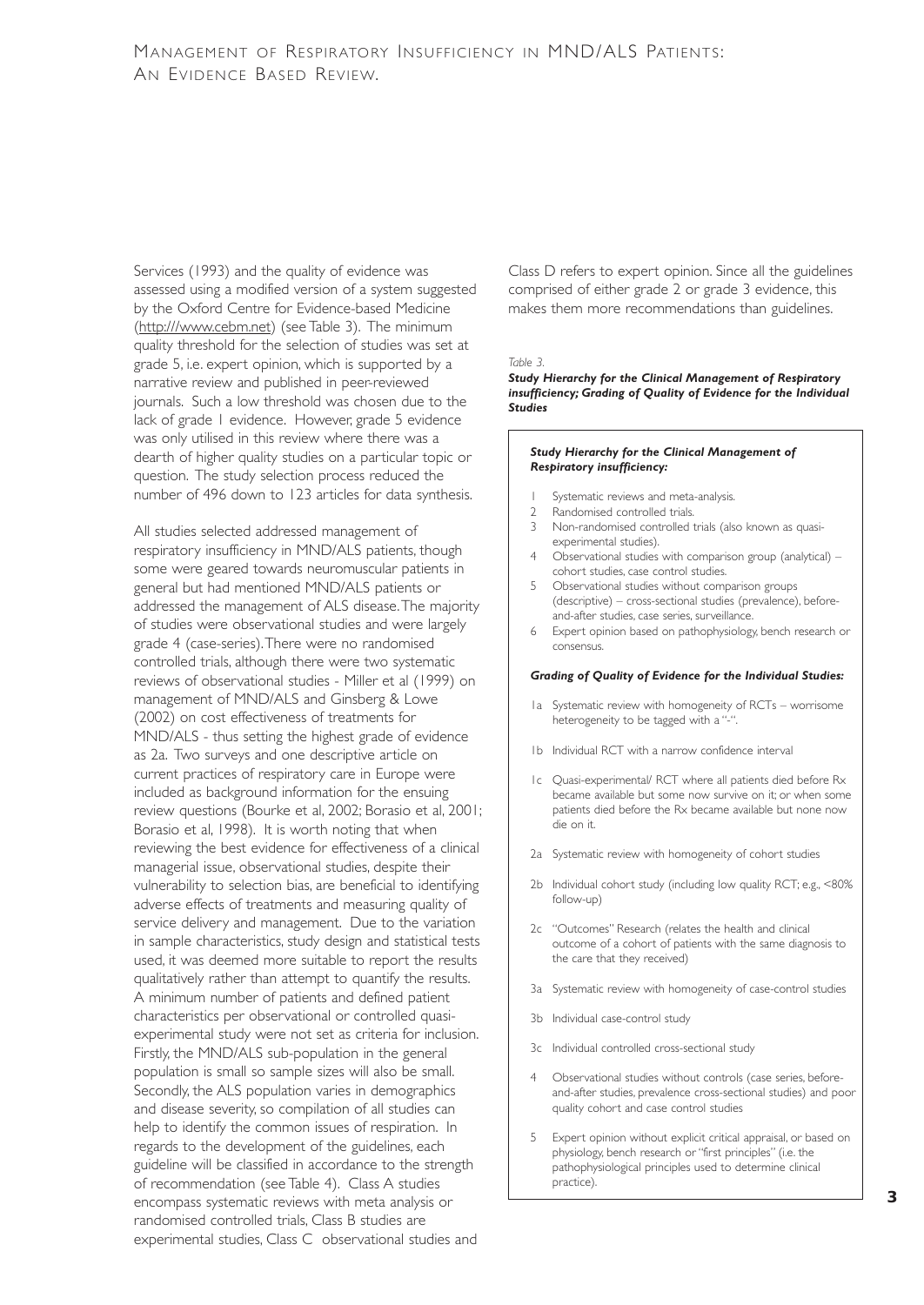Services (1993) and the quality of evidence was assessed using a modified version of a system suggested by the Oxford Centre for Evidence-based Medicine (http:///www.cebm.net) (see Table 3). The minimum quality threshold for the selection of studies was set at grade 5, i.e. expert opinion, which is supported by a narrative review and published in peer-reviewed journals. Such a low threshold was chosen due to the lack of grade 1 evidence. However, grade 5 evidence was only utilised in this review where there was a dearth of higher quality studies on a particular topic or question. The study selection process reduced the number of 496 down to 123 articles for data synthesis.

All studies selected addressed management of respiratory insufficiency in MND/ALS patients, though some were geared towards neuromuscular patients in general but had mentioned MND/ALS patients or addressed the management of ALS disease. The majority of studies were observational studies and were largely grade 4 (case-series). There were no randomised controlled trials, although there were two systematic reviews of observational studies - Miller et al (1999) on management of MND/ALS and Ginsberg & Lowe (2002) on cost effectiveness of treatments for MND/ALS - thus setting the highest grade of evidence as 2a. Two surveys and one descriptive article on current practices of respiratory care in Europe were included as background information for the ensuing review questions (Bourke et al, 2002; Borasio et al, 2001; Borasio et al, 1998). It is worth noting that when reviewing the best evidence for effectiveness of a clinical managerial issue, observational studies, despite their vulnerability to selection bias, are beneficial to identifying adverse effects of treatments and measuring quality of service delivery and management. Due to the variation in sample characteristics, study design and statistical tests used, it was deemed more suitable to report the results qualitatively rather than attempt to quantify the results. A minimum number of patients and defined patient characteristics per observational or controlled quasi-experimental study were not set as criteria for inclusion. Firstly, the MND/ALS sub-population in the general population is small so sample sizes will also be small. Secondly, the ALS population varies in demographics and disease severity, so compilation of all studies can help to identify the common issues of respiration. In regards to the development of the guidelines, each guideline will be classified in accordance to the strength of recommendation (see Table 4). Class A studies encompass systematic reviews with meta analysis or randomised controlled trials, Class B studies are experimental studies, Class C observational studies and Class D refers to expert opinion. Since all the guidelines comprised of either grade 2 or grade 3 evidence, this makes them more recommendations than guidelines.

*Table 3.*

***Study Hierarchy for the Clinical Management of Respiratory insufficiency; Grading of Quality of Evidence for the Individual Studies***

***Study Hierarchy for the Clinical Management of Respiratory insufficiency:***

1. Systematic reviews and meta-analysis.
2. Randomised controlled trials.
3. Non-randomised controlled trials (also known as quasi-experimental studies).
4. Observational studies with comparison group (analytical) – cohort studies, case control studies.
5. Observational studies without comparison groups (descriptive) – cross-sectional studies (prevalence), before-and-after studies, case series, surveillance.
6. Expert opinion based on pathophysiology, bench research or consensus.

***Grading of Quality of Evidence for the Individual Studies:***

- 1a Systematic review with homogeneity of RCTs – worrisome heterogeneity to be tagged with a "-".
- 1b Individual RCT with a narrow confidence interval
- 1c Quasi-experimental/ RCT where all patients died before Rx became available but some now survive on it; or when some patients died before the Rx became available but none now die on it.
- 2a Systematic review with homogeneity of cohort studies
- 2b Individual cohort study (including low quality RCT; e.g., <80% follow-up)
- 2c "Outcomes" Research (relates the health and clinical outcome of a cohort of patients with the same diagnosis to the care that they received)
- 3a Systematic review with homogeneity of case-control studies
- 3b Individual case-control study
- 3c Individual controlled cross-sectional study
- 4 Observational studies without controls (case series, before-and-after studies, prevalence cross-sectional studies) and poor quality cohort and case control studies
- 5 Expert opinion without explicit critical appraisal, or based on physiology, bench research or "first principles" (i.e. the pathophysiological principles used to determine clinical practice).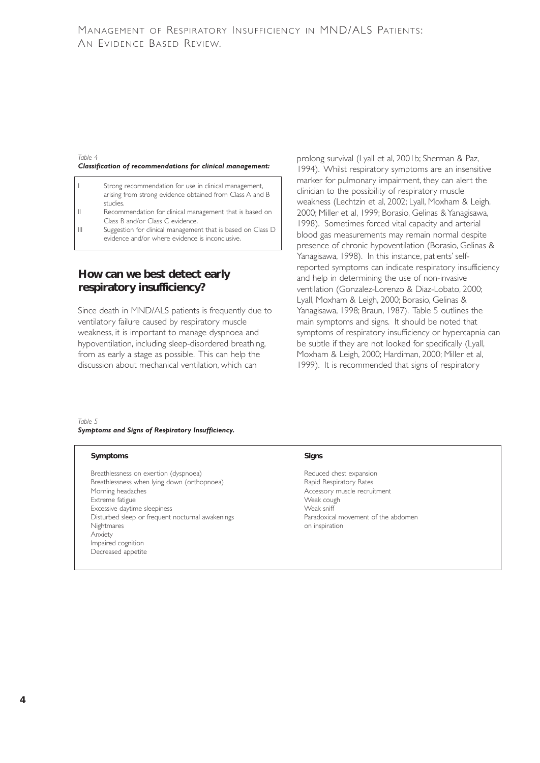*Table 4*
***Classification of recommendations for clinical management:***

| | |
|---|---|
| I | Strong recommendation for use in clinical management, arising from strong evidence obtained from Class A and B studies. |
| II | Recommendation for clinical management that is based on Class B and/or Class C evidence. |
| III | Suggestion for clinical management that is based on Class D evidence and/or where evidence is inconclusive. |

## How can we best detect early respiratory insufficiency?

Since death in MND/ALS patients is frequently due to ventilatory failure caused by respiratory muscle weakness, it is important to manage dyspnoea and hypoventilation, including sleep-disordered breathing, from as early a stage as possible. This can help the discussion about mechanical ventilation, which can prolong survival (Lyall et al, 2001b; Sherman & Paz, 1994). Whilst respiratory symptoms are an insensitive marker for pulmonary impairment, they can alert the clinician to the possibility of respiratory muscle weakness (Lechtzin et al, 2002; Lyall, Moxham & Leigh, 2000; Miller et al, 1999; Borasio, Gelinas & Yanagisawa, 1998). Sometimes forced vital capacity and arterial blood gas measurements may remain normal despite presence of chronic hypoventilation (Borasio, Gelinas & Yanagisawa, 1998). In this instance, patients' self-reported symptoms can indicate respiratory insufficiency and help in determining the use of non-invasive ventilation (Gonzalez-Lorenzo & Diaz-Lobato, 2000; Lyall, Moxham & Leigh, 2000; Borasio, Gelinas & Yanagisawa, 1998; Braun, 1987). Table 5 outlines the main symptoms and signs. It should be noted that symptoms of respiratory insufficiency or hypercapnia can be subtle if they are not looked for specifically (Lyall, Moxham & Leigh, 2000; Hardiman, 2000; Miller et al, 1999). It is recommended that signs of respiratory

*Table 5*
***Symptoms and Signs of Respiratory Insufficiency.***

| Symptoms | Signs |
|---|---|
| Breathlessness on exertion (dyspnoea) | Reduced chest expansion |
| Breathlessness when lying down (orthopnoea) | Rapid Respiratory Rates |
| Morning headaches | Accessory muscle recruitment |
| Extreme fatigue | Weak cough |
| Excessive daytime sleepiness | Weak sniff |
| Disturbed sleep or frequent nocturnal awakenings | Paradoxical movement of the abdomen on inspiration |
| Nightmares | |
| Anxiety | |
| Impaired cognition | |
| Decreased appetite | |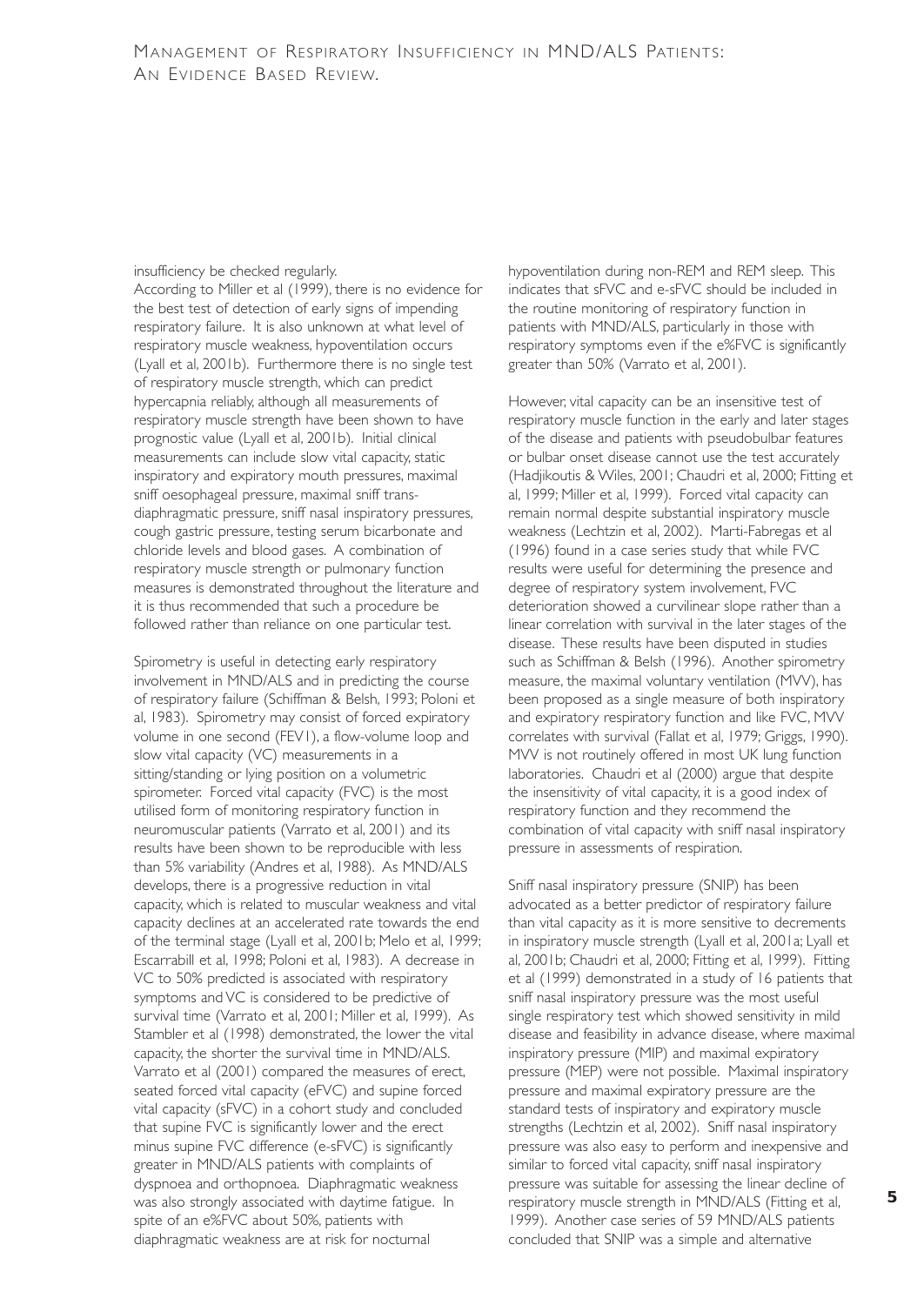insufficiency be checked regularly.

According to Miller et al (1999), there is no evidence for the best test of detection of early signs of impending respiratory failure. It is also unknown at what level of respiratory muscle weakness, hypoventilation occurs (Lyall et al, 2001b). Furthermore there is no single test of respiratory muscle strength, which can predict hypercapnia reliably, although all measurements of respiratory muscle strength have been shown to have prognostic value (Lyall et al, 2001b). Initial clinical measurements can include slow vital capacity, static inspiratory and expiratory mouth pressures, maximal sniff oesophageal pressure, maximal sniff trans-diaphragmatic pressure, sniff nasal inspiratory pressures, cough gastric pressure, testing serum bicarbonate and chloride levels and blood gases. A combination of respiratory muscle strength or pulmonary function measures is demonstrated throughout the literature and it is thus recommended that such a procedure be followed rather than reliance on one particular test.

Spirometry is useful in detecting early respiratory involvement in MND/ALS and in predicting the course of respiratory failure (Schiffman & Belsh, 1993; Poloni et al, 1983). Spirometry may consist of forced expiratory volume in one second (FEV1), a flow-volume loop and slow vital capacity (VC) measurements in a sitting/standing or lying position on a volumetric spirometer. Forced vital capacity (FVC) is the most utilised form of monitoring respiratory function in neuromuscular patients (Varrato et al, 2001) and its results have been shown to be reproducible with less than 5% variability (Andres et al, 1988). As MND/ALS develops, there is a progressive reduction in vital capacity, which is related to muscular weakness and vital capacity declines at an accelerated rate towards the end of the terminal stage (Lyall et al, 2001b; Melo et al, 1999; Escarrabill et al, 1998; Poloni et al, 1983). A decrease in VC to 50% predicted is associated with respiratory symptoms and VC is considered to be predictive of survival time (Varrato et al, 2001; Miller et al, 1999). As Stambler et al (1998) demonstrated, the lower the vital capacity, the shorter the survival time in MND/ALS. Varrato et al (2001) compared the measures of erect, seated forced vital capacity (eFVC) and supine forced vital capacity (sFVC) in a cohort study and concluded that supine FVC is significantly lower and the erect minus supine FVC difference (e-sFVC) is significantly greater in MND/ALS patients with complaints of dyspnoea and orthopnoea. Diaphragmatic weakness was also strongly associated with daytime fatigue. In spite of an e%FVC about 50%, patients with diaphragmatic weakness are at risk for nocturnal hypoventilation during non-REM and REM sleep. This indicates that sFVC and e-sFVC should be included in the routine monitoring of respiratory function in patients with MND/ALS, particularly in those with respiratory symptoms even if the e%FVC is significantly greater than 50% (Varrato et al, 2001).

However, vital capacity can be an insensitive test of respiratory muscle function in the early and later stages of the disease and patients with pseudobulbar features or bulbar onset disease cannot use the test accurately (Hadjikoutis & Wiles, 2001; Chaudri et al, 2000; Fitting et al, 1999; Miller et al, 1999). Forced vital capacity can remain normal despite substantial inspiratory muscle weakness (Lechtzin et al, 2002). Marti-Fabregas et al (1996) found in a case series study that while FVC results were useful for determining the presence and degree of respiratory system involvement, FVC deterioration showed a curvilinear slope rather than a linear correlation with survival in the later stages of the disease. These results have been disputed in studies such as Schiffman & Belsh (1996). Another spirometry measure, the maximal voluntary ventilation (MVV), has been proposed as a single measure of both inspiratory and expiratory respiratory function and like FVC, MVV correlates with survival (Fallat et al, 1979; Griggs, 1990). MVV is not routinely offered in most UK lung function laboratories. Chaudri et al (2000) argue that despite the insensitivity of vital capacity, it is a good index of respiratory function and they recommend the combination of vital capacity with sniff nasal inspiratory pressure in assessments of respiration.

Sniff nasal inspiratory pressure (SNIP) has been advocated as a better predictor of respiratory failure than vital capacity as it is more sensitive to decrements in inspiratory muscle strength (Lyall et al, 2001a; Lyall et al, 2001b; Chaudri et al, 2000; Fitting et al, 1999). Fitting et al (1999) demonstrated in a study of 16 patients that sniff nasal inspiratory pressure was the most useful single respiratory test which showed sensitivity in mild disease and feasibility in advance disease, where maximal inspiratory pressure (MIP) and maximal expiratory pressure (MEP) were not possible. Maximal inspiratory pressure and maximal expiratory pressure are the standard tests of inspiratory and expiratory muscle strengths (Lechtzin et al, 2002). Sniff nasal inspiratory pressure was also easy to perform and inexpensive and similar to forced vital capacity, sniff nasal inspiratory pressure was suitable for assessing the linear decline of respiratory muscle strength in MND/ALS (Fitting et al, 1999). Another case series of 59 MND/ALS patients concluded that SNIP was a simple and alternative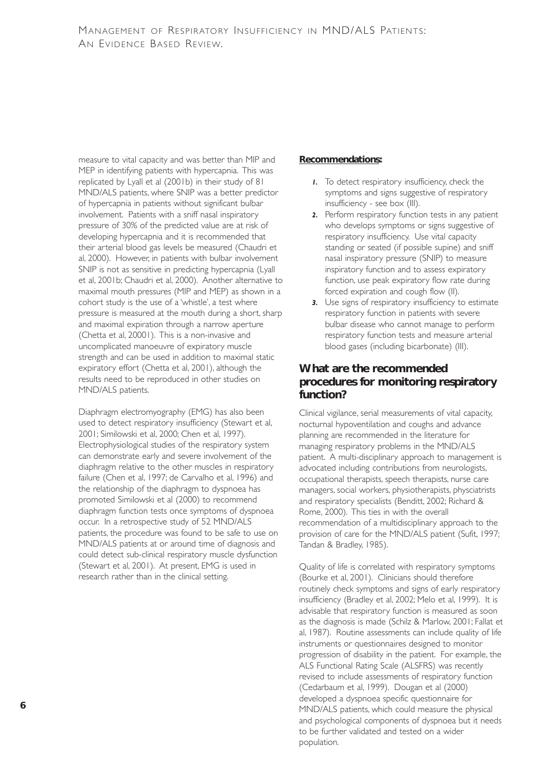measure to vital capacity and was better than MIP and MEP in identifying patients with hypercapnia. This was replicated by Lyall et al (2001b) in their study of 81 MND/ALS patients, where SNIP was a better predictor of hypercapnia in patients without significant bulbar involvement. Patients with a sniff nasal inspiratory pressure of 30% of the predicted value are at risk of developing hypercapnia and it is recommended that their arterial blood gas levels be measured (Chaudri et al, 2000). However, in patients with bulbar involvement SNIP is not as sensitive in predicting hypercapnia (Lyall et al, 2001b; Chaudri et al, 2000). Another alternative to maximal mouth pressures (MIP and MEP) as shown in a cohort study is the use of a 'whistle', a test where pressure is measured at the mouth during a short, sharp and maximal expiration through a narrow aperture (Chetta et al, 20001). This is a non-invasive and uncomplicated manoeuvre of expiratory muscle strength and can be used in addition to maximal static expiratory effort (Chetta et al, 2001), although the results need to be reproduced in other studies on MND/ALS patients.

Diaphragm electromyography (EMG) has also been used to detect respiratory insufficiency (Stewart et al, 2001; Similowski et al, 2000; Chen et al, 1997). Electrophysiological studies of the respiratory system can demonstrate early and severe involvement of the diaphragm relative to the other muscles in respiratory failure (Chen et al, 1997; de Carvalho et al, 1996) and the relationship of the diaphragm to dyspnoea has promoted Similowski et al (2000) to recommend diaphragm function tests once symptoms of dyspnoea occur. In a retrospective study of 52 MND/ALS patients, the procedure was found to be safe to use on MND/ALS patients at or around time of diagnosis and could detect sub-clinical respiratory muscle dysfunction (Stewart et al, 2001). At present, EMG is used in research rather than in the clinical setting.

**Recommendations:**

1. To detect respiratory insufficiency, check the symptoms and signs suggestive of respiratory insufficiency - see box (III).
2. Perform respiratory function tests in any patient who develops symptoms or signs suggestive of respiratory insufficiency. Use vital capacity standing or seated (if possible supine) and sniff nasal inspiratory pressure (SNIP) to measure inspiratory function and to assess expiratory function, use peak expiratory flow rate during forced expiration and cough flow (II).
3. Use signs of respiratory insufficiency to estimate respiratory function in patients with severe bulbar disease who cannot manage to perform respiratory function tests and measure arterial blood gases (including bicarbonate) (III).

## What are the recommended procedures for monitoring respiratory function?

Clinical vigilance, serial measurements of vital capacity, nocturnal hypoventilation and coughs and advance planning are recommended in the literature for managing respiratory problems in the MND/ALS patient. A multi-disciplinary approach to management is advocated including contributions from neurologists, occupational therapists, speech therapists, nurse care managers, social workers, physiotherapists, physciatrists and respiratory specialists (Benditt, 2002; Richard & Rome, 2000). This ties in with the overall recommendation of a multidisciplinary approach to the provision of care for the MND/ALS patient (Sufit, 1997; Tandan & Bradley, 1985).

Quality of life is correlated with respiratory symptoms (Bourke et al, 2001). Clinicians should therefore routinely check symptoms and signs of early respiratory insufficiency (Bradley et al, 2002; Melo et al, 1999). It is advisable that respiratory function is measured as soon as the diagnosis is made (Schilz & Marlow, 2001; Fallat et al, 1987). Routine assessments can include quality of life instruments or questionnaires designed to monitor progression of disability in the patient. For example, the ALS Functional Rating Scale (ALSFRS) was recently revised to include assessments of respiratory function (Cedarbaum et al, 1999). Dougan et al (2000) developed a dyspnoea specific questionnaire for MND/ALS patients, which could measure the physical and psychological components of dyspnoea but it needs to be further validated and tested on a wider population.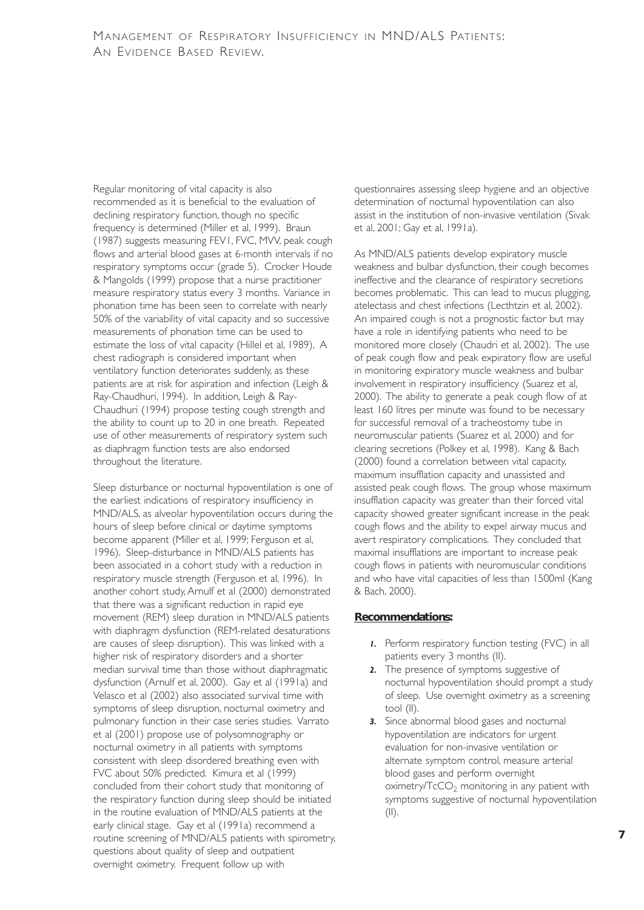Regular monitoring of vital capacity is also recommended as it is beneficial to the evaluation of declining respiratory function, though no specific frequency is determined (Miller et al, 1999). Braun (1987) suggests measuring FEV1, FVC, MVV, peak cough flows and arterial blood gases at 6-month intervals if no respiratory symptoms occur (grade 5). Crocker Houde & Mangolds (1999) propose that a nurse practitioner measure respiratory status every 3 months. Variance in phonation time has been seen to correlate with nearly 50% of the variability of vital capacity and so successive measurements of phonation time can be used to estimate the loss of vital capacity (Hillel et al, 1989). A chest radiograph is considered important when ventilatory function deteriorates suddenly, as these patients are at risk for aspiration and infection (Leigh & Ray-Chaudhuri, 1994). In addition, Leigh & Ray-Chaudhuri (1994) propose testing cough strength and the ability to count up to 20 in one breath. Repeated use of other measurements of respiratory system such as diaphragm function tests are also endorsed throughout the literature.

Sleep disturbance or nocturnal hypoventilation is one of the earliest indications of respiratory insufficiency in MND/ALS, as alveolar hypoventilation occurs during the hours of sleep before clinical or daytime symptoms become apparent (Miller et al, 1999; Ferguson et al, 1996). Sleep-disturbance in MND/ALS patients has been associated in a cohort study with a reduction in respiratory muscle strength (Ferguson et al, 1996). In another cohort study, Arnulf et al (2000) demonstrated that there was a significant reduction in rapid eye movement (REM) sleep duration in MND/ALS patients with diaphragm dysfunction (REM-related desaturations are causes of sleep disruption). This was linked with a higher risk of respiratory disorders and a shorter median survival time than those without diaphragmatic dysfunction (Arnulf et al, 2000). Gay et al (1991a) and Velasco et al (2002) also associated survival time with symptoms of sleep disruption, nocturnal oximetry and pulmonary function in their case series studies. Varrato et al (2001) propose use of polysomnography or nocturnal oximetry in all patients with symptoms consistent with sleep disordered breathing even with FVC about 50% predicted. Kimura et al (1999) concluded from their cohort study that monitoring of the respiratory function during sleep should be initiated in the routine evaluation of MND/ALS patients at the early clinical stage. Gay et al (1991a) recommend a routine screening of MND/ALS patients with spirometry, questions about quality of sleep and outpatient overnight oximetry. Frequent follow up with questionnaires assessing sleep hygiene and an objective determination of nocturnal hypoventilation can also assist in the institution of non-invasive ventilation (Sivak et al, 2001; Gay et al, 1991a).

As MND/ALS patients develop expiratory muscle weakness and bulbar dysfunction, their cough becomes ineffective and the clearance of respiratory secretions becomes problematic. This can lead to mucus plugging, atelectasis and chest infections (Lecthtzin et al, 2002). An impaired cough is not a prognostic factor but may have a role in identifying patients who need to be monitored more closely (Chaudri et al, 2002). The use of peak cough flow and peak expiratory flow are useful in monitoring expiratory muscle weakness and bulbar involvement in respiratory insufficiency (Suarez et al, 2000). The ability to generate a peak cough flow of at least 160 litres per minute was found to be necessary for successful removal of a tracheostomy tube in neuromuscular patients (Suarez et al, 2000) and for clearing secretions (Polkey et al, 1998). Kang & Bach (2000) found a correlation between vital capacity, maximum insufflation capacity and unassisted and assisted peak cough flows. The group whose maximum insufflation capacity was greater than their forced vital capacity showed greater significant increase in the peak cough flows and the ability to expel airway mucus and avert respiratory complications. They concluded that maximal insufflations are important to increase peak cough flows in patients with neuromuscular conditions and who have vital capacities of less than 1500ml (Kang & Bach, 2000).

**Recommendations:**

1. Perform respiratory function testing (FVC) in all patients every 3 months (II).
2. The presence of symptoms suggestive of nocturnal hypoventilation should prompt a study of sleep. Use overnight oximetry as a screening tool (II).
3. Since abnormal blood gases and nocturnal hypoventilation are indicators for urgent evaluation for non-invasive ventilation or alternate symptom control, measure arterial blood gases and perform overnight oximetry/$TcCO_2$ monitoring in any patient with symptoms suggestive of nocturnal hypoventilation (II).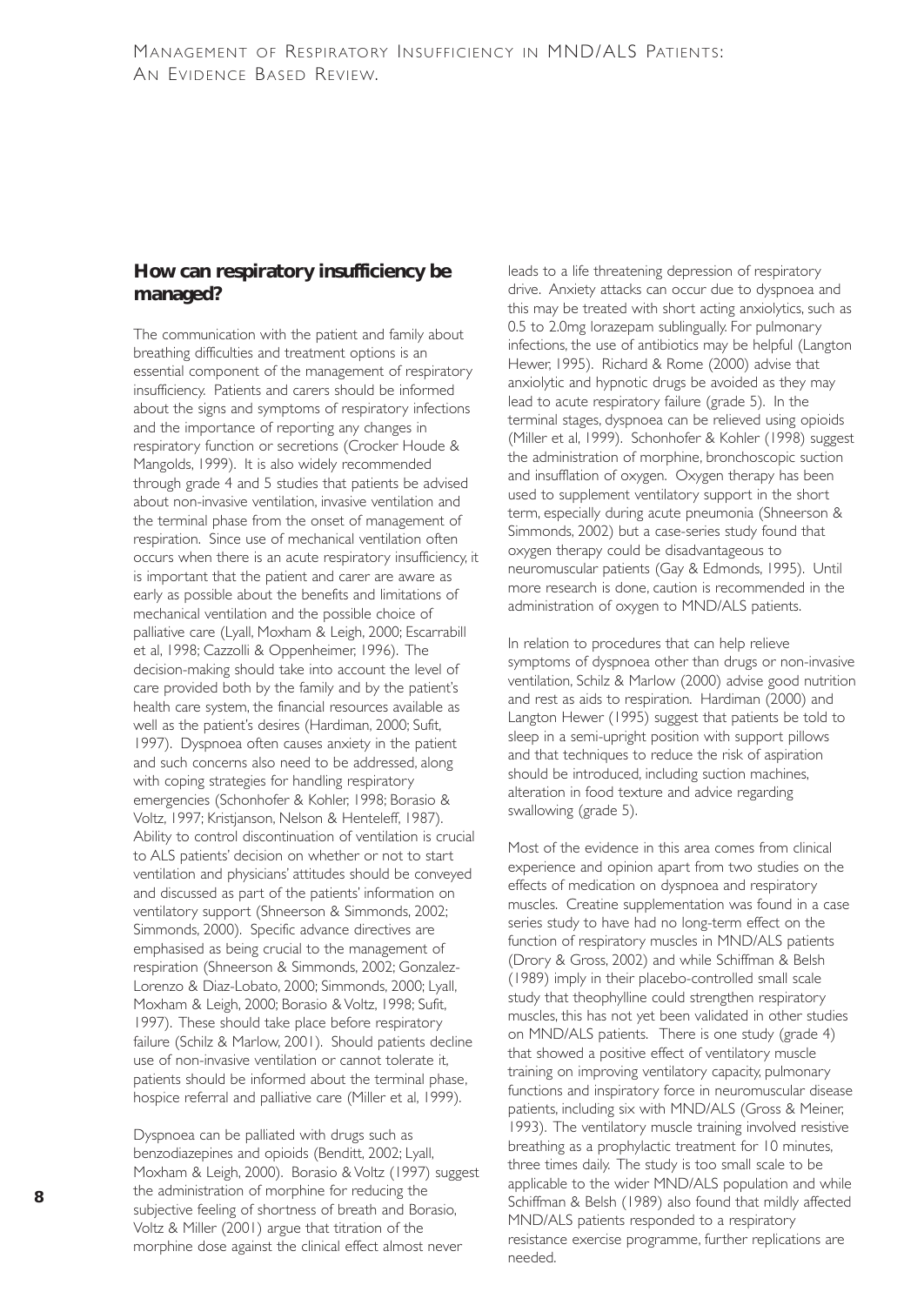## How can respiratory insufficiency be managed?

The communication with the patient and family about breathing difficulties and treatment options is an essential component of the management of respiratory insufficiency. Patients and carers should be informed about the signs and symptoms of respiratory infections and the importance of reporting any changes in respiratory function or secretions (Crocker Houde & Mangolds, 1999). It is also widely recommended through grade 4 and 5 studies that patients be advised about non-invasive ventilation, invasive ventilation and the terminal phase from the onset of management of respiration. Since use of mechanical ventilation often occurs when there is an acute respiratory insufficiency, it is important that the patient and carer are aware as early as possible about the benefits and limitations of mechanical ventilation and the possible choice of palliative care (Lyall, Moxham & Leigh, 2000; Escarrabill et al, 1998; Cazzolli & Oppenheimer, 1996). The decision-making should take into account the level of care provided both by the family and by the patient's health care system, the financial resources available as well as the patient's desires (Hardiman, 2000; Sufit, 1997). Dyspnoea often causes anxiety in the patient and such concerns also need to be addressed, along with coping strategies for handling respiratory emergencies (Schonhofer & Kohler, 1998; Borasio & Voltz, 1997; Kristjanson, Nelson & Henteleff, 1987). Ability to control discontinuation of ventilation is crucial to ALS patients' decision on whether or not to start ventilation and physicians' attitudes should be conveyed and discussed as part of the patients' information on ventilatory support (Shneerson & Simmonds, 2002; Simmonds, 2000). Specific advance directives are emphasised as being crucial to the management of respiration (Shneerson & Simmonds, 2002; Gonzalez-Lorenzo & Diaz-Lobato, 2000; Simmonds, 2000; Lyall, Moxham & Leigh, 2000; Borasio & Voltz, 1998; Sufit, 1997). These should take place before respiratory failure (Schilz & Marlow, 2001). Should patients decline use of non-invasive ventilation or cannot tolerate it, patients should be informed about the terminal phase, hospice referral and palliative care (Miller et al, 1999).

Dyspnoea can be palliated with drugs such as benzodiazepines and opioids (Benditt, 2002; Lyall, Moxham & Leigh, 2000). Borasio & Voltz (1997) suggest the administration of morphine for reducing the subjective feeling of shortness of breath and Borasio, Voltz & Miller (2001) argue that titration of the morphine dose against the clinical effect almost never leads to a life threatening depression of respiratory drive. Anxiety attacks can occur due to dyspnoea and this may be treated with short acting anxiolytics, such as 0.5 to 2.0mg lorazepam sublingually. For pulmonary infections, the use of antibiotics may be helpful (Langton Hewer, 1995). Richard & Rome (2000) advise that anxiolytic and hypnotic drugs be avoided as they may lead to acute respiratory failure (grade 5). In the terminal stages, dyspnoea can be relieved using opioids (Miller et al, 1999). Schonhofer & Kohler (1998) suggest the administration of morphine, bronchoscopic suction and insufflation of oxygen. Oxygen therapy has been used to supplement ventilatory support in the short term, especially during acute pneumonia (Shneerson & Simmonds, 2002) but a case-series study found that oxygen therapy could be disadvantageous to neuromuscular patients (Gay & Edmonds, 1995). Until more research is done, caution is recommended in the administration of oxygen to MND/ALS patients.

In relation to procedures that can help relieve symptoms of dyspnoea other than drugs or non-invasive ventilation, Schilz & Marlow (2000) advise good nutrition and rest as aids to respiration. Hardiman (2000) and Langton Hewer (1995) suggest that patients be told to sleep in a semi-upright position with support pillows and that techniques to reduce the risk of aspiration should be introduced, including suction machines, alteration in food texture and advice regarding swallowing (grade 5).

Most of the evidence in this area comes from clinical experience and opinion apart from two studies on the effects of medication on dyspnoea and respiratory muscles. Creatine supplementation was found in a case series study to have had no long-term effect on the function of respiratory muscles in MND/ALS patients (Drory & Gross, 2002) and while Schiffman & Belsh (1989) imply in their placebo-controlled small scale study that theophylline could strengthen respiratory muscles, this has not yet been validated in other studies on MND/ALS patients. There is one study (grade 4) that showed a positive effect of ventilatory muscle training on improving ventilatory capacity, pulmonary functions and inspiratory force in neuromuscular disease patients, including six with MND/ALS (Gross & Meiner, 1993). The ventilatory muscle training involved resistive breathing as a prophylactic treatment for 10 minutes, three times daily. The study is too small scale to be applicable to the wider MND/ALS population and while Schiffman & Belsh (1989) also found that mildly affected MND/ALS patients responded to a respiratory resistance exercise programme, further replications are needed.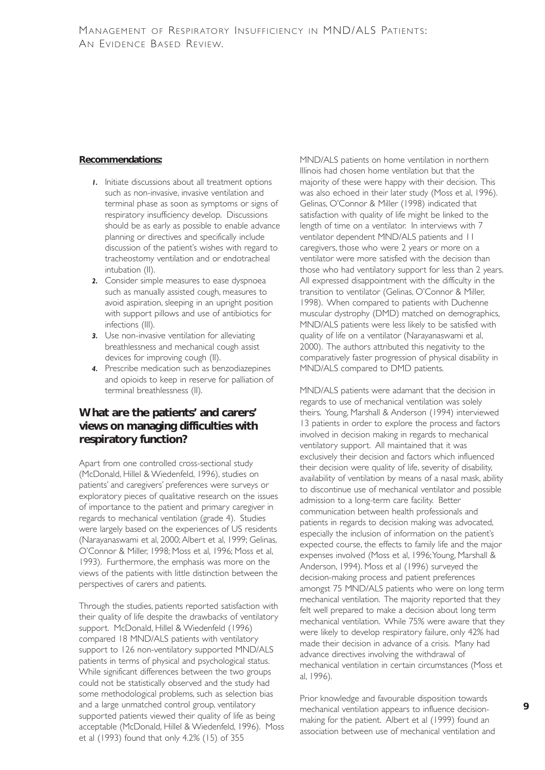**Recommendations:**

1. Initiate discussions about all treatment options such as non-invasive, invasive ventilation and terminal phase as soon as symptoms or signs of respiratory insufficiency develop. Discussions should be as early as possible to enable advance planning or directives and specifically include discussion of the patient's wishes with regard to tracheostomy ventilation and or endotracheal intubation (II).
2. Consider simple measures to ease dyspnoea such as manually assisted cough, measures to avoid aspiration, sleeping in an upright position with support pillows and use of antibiotics for infections (III).
3. Use non-invasive ventilation for alleviating breathlessness and mechanical cough assist devices for improving cough (II).
4. Prescribe medication such as benzodiazepines and opioids to keep in reserve for palliation of terminal breathlessness (II).

## What are the patients' and carers' views on managing difficulties with respiratory function?

Apart from one controlled cross-sectional study (McDonald, Hillel & Wiedenfeld, 1996), studies on patients' and caregivers' preferences were surveys or exploratory pieces of qualitative research on the issues of importance to the patient and primary caregiver in regards to mechanical ventilation (grade 4). Studies were largely based on the experiences of US residents (Narayanaswami et al, 2000; Albert et al, 1999; Gelinas, O'Connor & Miller, 1998; Moss et al, 1996; Moss et al, 1993). Furthermore, the emphasis was more on the views of the patients with little distinction between the perspectives of carers and patients.

Through the studies, patients reported satisfaction with their quality of life despite the drawbacks of ventilatory support. McDonald, Hillel & Wiedenfeld (1996) compared 18 MND/ALS patients with ventilatory support to 126 non-ventilatory supported MND/ALS patients in terms of physical and psychological status. While significant differences between the two groups could not be statistically observed and the study had some methodological problems, such as selection bias and a large unmatched control group, ventilatory supported patients viewed their quality of life as being acceptable (McDonald, Hillel & Wiedenfeld, 1996). Moss et al (1993) found that only 4.2% (15) of 355 MND/ALS patients on home ventilation in northern Illinois had chosen home ventilation but that the majority of these were happy with their decision. This was also echoed in their later study (Moss et al, 1996). Gelinas, O'Connor & Miller (1998) indicated that satisfaction with quality of life might be linked to the length of time on a ventilator. In interviews with 7 ventilator dependent MND/ALS patients and 11 caregivers, those who were 2 years or more on a ventilator were more satisfied with the decision than those who had ventilatory support for less than 2 years. All expressed disappointment with the difficulty in the transition to ventilator (Gelinas, O'Connor & Miller, 1998). When compared to patients with Duchenne muscular dystrophy (DMD) matched on demographics, MND/ALS patients were less likely to be satisfied with quality of life on a ventilator (Narayanaswami et al, 2000). The authors attributed this negativity to the comparatively faster progression of physical disability in MND/ALS compared to DMD patients.

MND/ALS patients were adamant that the decision in regards to use of mechanical ventilation was solely theirs. Young, Marshall & Anderson (1994) interviewed 13 patients in order to explore the process and factors involved in decision making in regards to mechanical ventilatory support. All maintained that it was exclusively their decision and factors which influenced their decision were quality of life, severity of disability, availability of ventilation by means of a nasal mask, ability to discontinue use of mechanical ventilator and possible admission to a long-term care facility. Better communication between health professionals and patients in regards to decision making was advocated, especially the inclusion of information on the patient's expected course, the effects to family life and the major expenses involved (Moss et al, 1996; Young, Marshall & Anderson, 1994). Moss et al (1996) surveyed the decision-making process and patient preferences amongst 75 MND/ALS patients who were on long term mechanical ventilation. The majority reported that they felt well prepared to make a decision about long term mechanical ventilation. While 75% were aware that they were likely to develop respiratory failure, only 42% had made their decision in advance of a crisis. Many had advance directives involving the withdrawal of mechanical ventilation in certain circumstances (Moss et al, 1996).

Prior knowledge and favourable disposition towards mechanical ventilation appears to influence decision-making for the patient. Albert et al (1999) found an association between use of mechanical ventilation and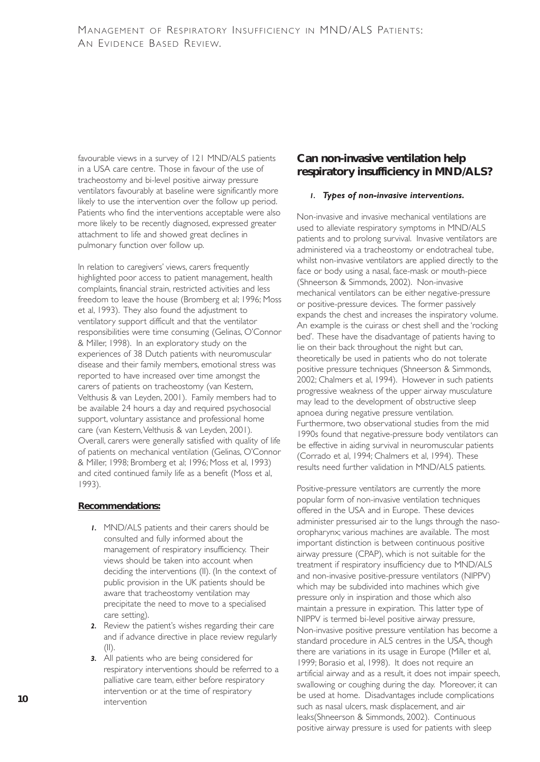favourable views in a survey of 121 MND/ALS patients in a USA care centre. Those in favour of the use of tracheostomy and bi-level positive airway pressure ventilators favourably at baseline were significantly more likely to use the intervention over the follow up period. Patients who find the interventions acceptable were also more likely to be recently diagnosed, expressed greater attachment to life and showed great declines in pulmonary function over follow up.

In relation to caregivers' views, carers frequently highlighted poor access to patient management, health complaints, financial strain, restricted activities and less freedom to leave the house (Bromberg et al; 1996; Moss et al, 1993). They also found the adjustment to ventilatory support difficult and that the ventilator responsibilities were time consuming (Gelinas, O'Connor & Miller, 1998). In an exploratory study on the experiences of 38 Dutch patients with neuromuscular disease and their family members, emotional stress was reported to have increased over time amongst the carers of patients on tracheostomy (van Kestern, Velthusis & van Leyden, 2001). Family members had to be available 24 hours a day and required psychosocial support, voluntary assistance and professional home care (van Kestern, Velthusis & van Leyden, 2001). Overall, carers were generally satisfied with quality of life of patients on mechanical ventilation (Gelinas, O'Connor & Miller, 1998; Bromberg et al; 1996; Moss et al, 1993) and cited continued family life as a benefit (Moss et al, 1993).

**Recommendations:**

1. MND/ALS patients and their carers should be consulted and fully informed about the management of respiratory insufficiency. Their views should be taken into account when deciding the interventions (II). (In the context of public provision in the UK patients should be aware that tracheostomy ventilation may precipitate the need to move to a specialised care setting).
2. Review the patient's wishes regarding their care and if advance directive in place review regularly (II).
3. All patients who are being considered for respiratory interventions should be referred to a palliative care team, either before respiratory intervention or at the time of respiratory intervention

## Can non-invasive ventilation help respiratory insufficiency in MND/ALS?

### *1. Types of non-invasive interventions.*

Non-invasive and invasive mechanical ventilations are used to alleviate respiratory symptoms in MND/ALS patients and to prolong survival. Invasive ventilators are administered via a tracheostomy or endotracheal tube, whilst non-invasive ventilators are applied directly to the face or body using a nasal, face-mask or mouth-piece (Shneerson & Simmonds, 2002). Non-invasive mechanical ventilators can be either negative-pressure or positive-pressure devices. The former passively expands the chest and increases the inspiratory volume. An example is the cuirass or chest shell and the 'rocking bed'. These have the disadvantage of patients having to lie on their back throughout the night but can, theoretically be used in patients who do not tolerate positive pressure techniques (Shneerson & Simmonds, 2002; Chalmers et al, 1994). However in such patients progressive weakness of the upper airway musculature may lead to the development of obstructive sleep apnoea during negative pressure ventilation. Furthermore, two observational studies from the mid 1990s found that negative-pressure body ventilators can be effective in aiding survival in neuromuscular patients (Corrado et al, 1994; Chalmers et al, 1994). These results need further validation in MND/ALS patients.

Positive-pressure ventilators are currently the more popular form of non-invasive ventilation techniques offered in the USA and in Europe. These devices administer pressurised air to the lungs through the naso-oropharynx; various machines are available. The most important distinction is between continuous positive airway pressure (CPAP), which is not suitable for the treatment if respiratory insufficiency due to MND/ALS and non-invasive positive-pressure ventilators (NIPPV) which may be subdivided into machines which give pressure only in inspiration and those which also maintain a pressure in expiration. This latter type of NIPPV is termed bi-level positive airway pressure, Non-invasive positive pressure ventilation has become a standard procedure in ALS centres in the USA, though there are variations in its usage in Europe (Miller et al, 1999; Borasio et al, 1998). It does not require an artificial airway and as a result, it does not impair speech, swallowing or coughing during the day. Moreover, it can be used at home. Disadvantages include complications such as nasal ulcers, mask displacement, and air leaks(Shneerson & Simmonds, 2002). Continuous positive airway pressure is used for patients with sleep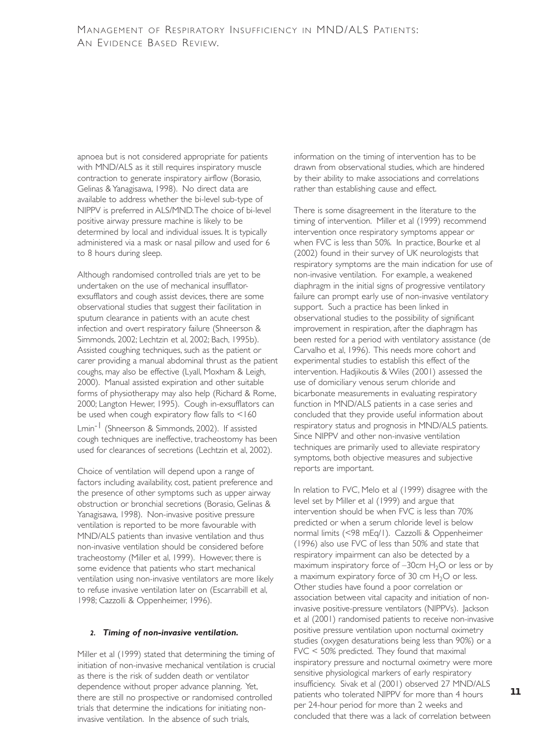apnoea but is not considered appropriate for patients with MND/ALS as it still requires inspiratory muscle contraction to generate inspiratory airflow (Borasio, Gelinas & Yanagisawa, 1998). No direct data are available to address whether the bi-level sub-type of NIPPV is preferred in ALS/MND. The choice of bi-level positive airway pressure machine is likely to be determined by local and individual issues. It is typically administered via a mask or nasal pillow and used for 6 to 8 hours during sleep.

Although randomised controlled trials are yet to be undertaken on the use of mechanical insufflator-exsufflators and cough assist devices, there are some observational studies that suggest their facilitation in sputum clearance in patients with an acute chest infection and overt respiratory failure (Shneerson & Simmonds, 2002; Lechtzin et al, 2002; Bach, 1995b). Assisted coughing techniques, such as the patient or carer providing a manual abdominal thrust as the patient coughs, may also be effective (Lyall, Moxham & Leigh, 2000). Manual assisted expiration and other suitable forms of physiotherapy may also help (Richard & Rome, 2000; Langton Hewer, 1995). Cough in-exsufflators can be used when cough expiratory flow falls to <160 $Lmin^{-1}$ (Shneerson & Simmonds, 2002). If assisted cough techniques are ineffective, tracheostomy has been used for clearances of secretions (Lechtzin et al, 2002).

Choice of ventilation will depend upon a range of factors including availability, cost, patient preference and the presence of other symptoms such as upper airway obstruction or bronchial secretions (Borasio, Gelinas & Yanagisawa, 1998). Non-invasive positive pressure ventilation is reported to be more favourable with MND/ALS patients than invasive ventilation and thus non-invasive ventilation should be considered before tracheostomy (Miller et al, 1999). However, there is some evidence that patients who start mechanical ventilation using non-invasive ventilators are more likely to refuse invasive ventilation later on (Escarrabill et al, 1998; Cazzolli & Oppenheimer, 1996).

#### *2. Timing of non-invasive ventilation.*

Miller et al (1999) stated that determining the timing of initiation of non-invasive mechanical ventilation is crucial as there is the risk of sudden death or ventilator dependence without proper advance planning. Yet, there are still no prospective or randomised controlled trials that determine the indications for initiating non-invasive ventilation. In the absence of such trials, information on the timing of intervention has to be drawn from observational studies, which are hindered by their ability to make associations and correlations rather than establishing cause and effect.

There is some disagreement in the literature to the timing of intervention. Miller et al (1999) recommend intervention once respiratory symptoms appear or when FVC is less than 50%. In practice, Bourke et al (2002) found in their survey of UK neurologists that respiratory symptoms are the main indication for use of non-invasive ventilation. For example, a weakened diaphragm in the initial signs of progressive ventilatory failure can prompt early use of non-invasive ventilatory support. Such a practice has been linked in observational studies to the possibility of significant improvement in respiration, after the diaphragm has been rested for a period with ventilatory assistance (de Carvalho et al, 1996). This needs more cohort and experimental studies to establish this effect of the intervention. Hadjikoutis & Wiles (2001) assessed the use of domiciliary venous serum chloride and bicarbonate measurements in evaluating respiratory function in MND/ALS patients in a case series and concluded that they provide useful information about respiratory status and prognosis in MND/ALS patients. Since NIPPV and other non-invasive ventilation techniques are primarily used to alleviate respiratory symptoms, both objective measures and subjective reports are important.

In relation to FVC, Melo et al (1999) disagree with the level set by Miller et al (1999) and argue that intervention should be when FVC is less than 70% predicted or when a serum chloride level is below normal limits (<98 mEq/l). Cazzolli & Oppenheimer (1996) also use FVC of less than 50% and state that respiratory impairment can also be detected by a maximum inspiratory force of –30cm $H_2O$ or less or by a maximum expiratory force of 30 cm $H_2O$ or less. Other studies have found a poor correlation or association between vital capacity and initiation of non-invasive positive-pressure ventilators (NIPPVs). Jackson et al (2001) randomised patients to receive non-invasive positive pressure ventilation upon nocturnal oximetry studies (oxygen desaturations being less than 90%) or a FVC < 50% predicted. They found that maximal inspiratory pressure and nocturnal oximetry were more sensitive physiological markers of early respiratory insufficiency. Sivak et al (2001) observed 27 MND/ALS patients who tolerated NIPPV for more than 4 hours per 24-hour period for more than 2 weeks and concluded that there was a lack of correlation between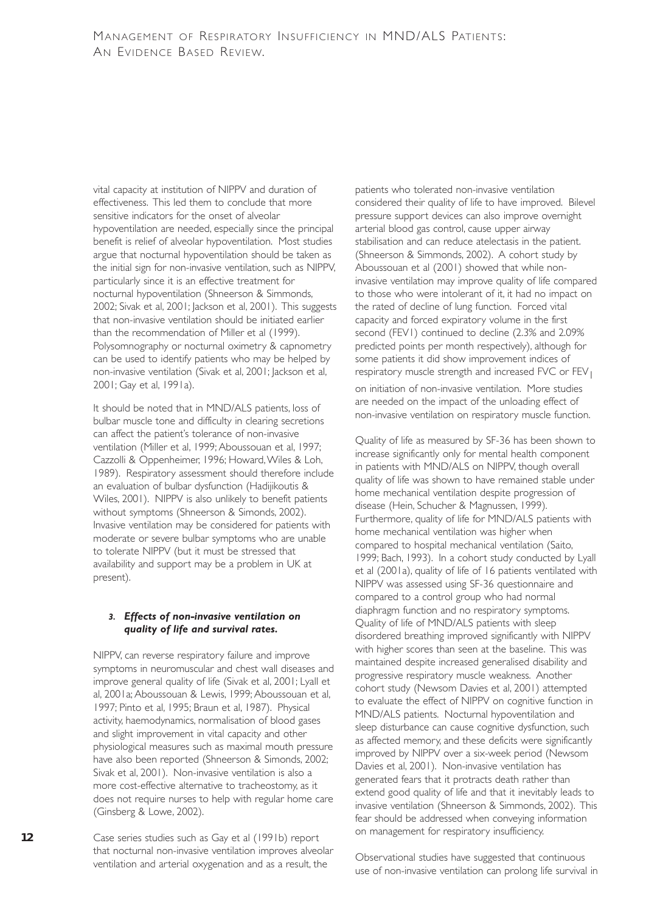vital capacity at institution of NIPPV and duration of effectiveness. This led them to conclude that more sensitive indicators for the onset of alveolar hypoventilation are needed, especially since the principal benefit is relief of alveolar hypoventilation. Most studies argue that nocturnal hypoventilation should be taken as the initial sign for non-invasive ventilation, such as NIPPV, particularly since it is an effective treatment for nocturnal hypoventilation (Shneerson & Simmonds, 2002; Sivak et al, 2001; Jackson et al, 2001). This suggests that non-invasive ventilation should be initiated earlier than the recommendation of Miller et al (1999). Polysomnography or nocturnal oximetry & capnometry can be used to identify patients who may be helped by non-invasive ventilation (Sivak et al, 2001; Jackson et al, 2001; Gay et al, 1991a).

It should be noted that in MND/ALS patients, loss of bulbar muscle tone and difficulty in clearing secretions can affect the patient's tolerance of non-invasive ventilation (Miller et al, 1999; Aboussouan et al, 1997; Cazzolli & Oppenheimer, 1996; Howard, Wiles & Loh, 1989). Respiratory assessment should therefore include an evaluation of bulbar dysfunction (Hadijikoutis & Wiles, 2001). NIPPV is also unlikely to benefit patients without symptoms (Shneerson & Simonds, 2002). Invasive ventilation may be considered for patients with moderate or severe bulbar symptoms who are unable to tolerate NIPPV (but it must be stressed that availability and support may be a problem in UK at present).

### *3. Effects of non-invasive ventilation on quality of life and survival rates.*

NIPPV, can reverse respiratory failure and improve symptoms in neuromuscular and chest wall diseases and improve general quality of life (Sivak et al, 2001; Lyall et al, 2001a; Aboussouan & Lewis, 1999; Aboussouan et al, 1997; Pinto et al, 1995; Braun et al, 1987). Physical activity, haemodynamics, normalisation of blood gases and slight improvement in vital capacity and other physiological measures such as maximal mouth pressure have also been reported (Shneerson & Simonds, 2002; Sivak et al, 2001). Non-invasive ventilation is also a more cost-effective alternative to tracheostomy, as it does not require nurses to help with regular home care (Ginsberg & Lowe, 2002).

Case series studies such as Gay et al (1991b) report that nocturnal non-invasive ventilation improves alveolar ventilation and arterial oxygenation and as a result, the patients who tolerated non-invasive ventilation considered their quality of life to have improved. Bilevel pressure support devices can also improve overnight arterial blood gas control, cause upper airway stabilisation and can reduce atelectasis in the patient. (Shneerson & Simmonds, 2002). A cohort study by Aboussouan et al (2001) showed that while non-invasive ventilation may improve quality of life compared to those who were intolerant of it, it had no impact on the rated of decline of lung function. Forced vital capacity and forced expiratory volume in the first second (FEV1) continued to decline (2.3% and 2.09% predicted points per month respectively), although for some patients it did show improvement indices of respiratory muscle strength and increased FVC or $FEV_1$ on initiation of non-invasive ventilation. More studies are needed on the impact of the unloading effect of non-invasive ventilation on respiratory muscle function.

Quality of life as measured by SF-36 has been shown to increase significantly only for mental health component in patients with MND/ALS on NIPPV, though overall quality of life was shown to have remained stable under home mechanical ventilation despite progression of disease (Hein, Schucher & Magnussen, 1999). Furthermore, quality of life for MND/ALS patients with home mechanical ventilation was higher when compared to hospital mechanical ventilation (Saito, 1999; Bach, 1993). In a cohort study conducted by Lyall et al (2001a), quality of life of 16 patients ventilated with NIPPV was assessed using SF-36 questionnaire and compared to a control group who had normal diaphragm function and no respiratory symptoms. Quality of life of MND/ALS patients with sleep disordered breathing improved significantly with NIPPV with higher scores than seen at the baseline. This was maintained despite increased generalised disability and progressive respiratory muscle weakness. Another cohort study (Newsom Davies et al, 2001) attempted to evaluate the effect of NIPPV on cognitive function in MND/ALS patients. Nocturnal hypoventilation and sleep disturbance can cause cognitive dysfunction, such as affected memory, and these deficits were significantly improved by NIPPV over a six-week period (Newsom Davies et al, 2001). Non-invasive ventilation has generated fears that it protracts death rather than extend good quality of life and that it inevitably leads to invasive ventilation (Shneerson & Simmonds, 2002). This fear should be addressed when conveying information on management for respiratory insufficiency.

Observational studies have suggested that continuous use of non-invasive ventilation can prolong life survival in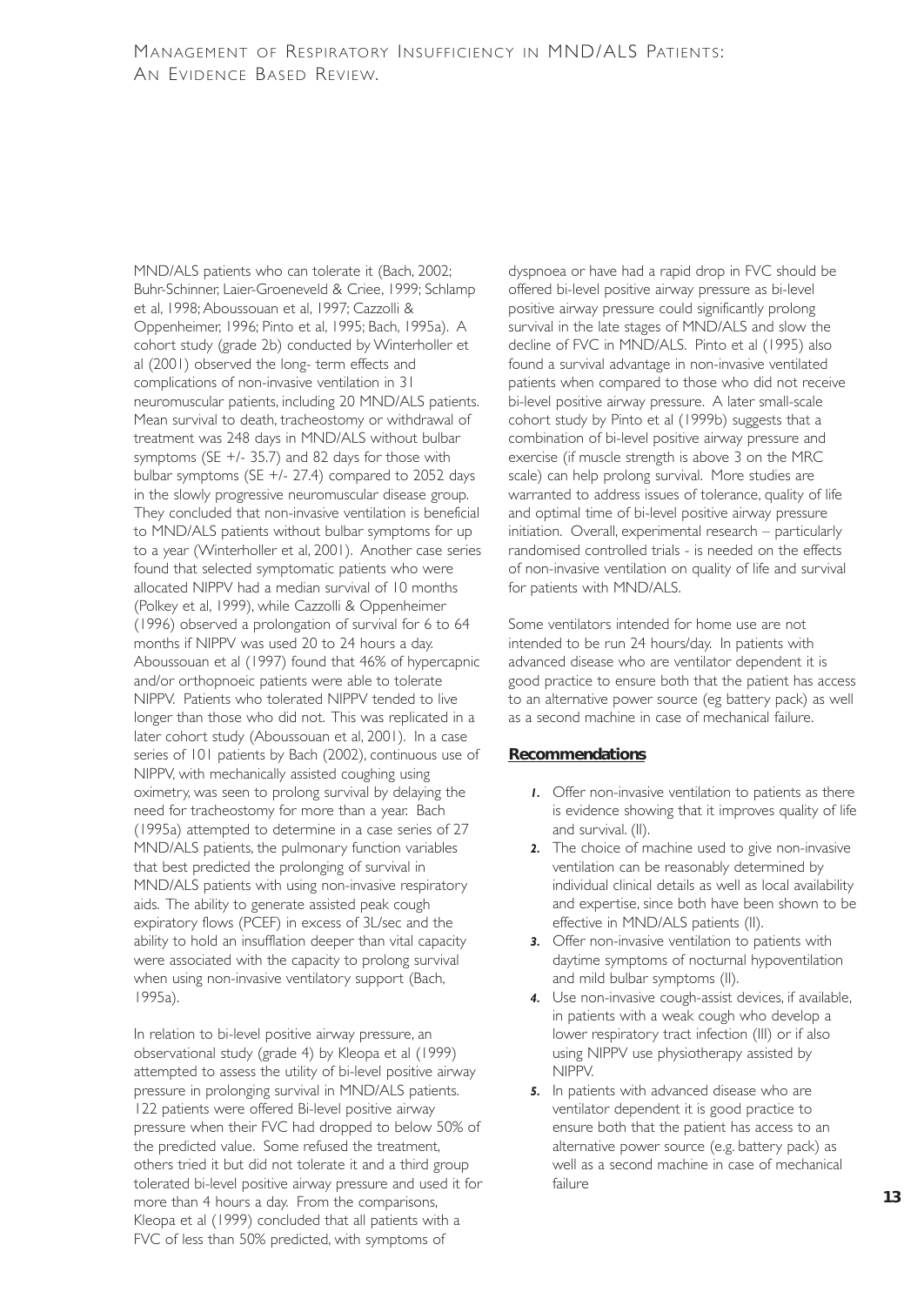MND/ALS patients who can tolerate it (Bach, 2002; Buhr-Schinner, Laier-Groeneveld & Criee, 1999; Schlamp et al, 1998; Aboussouan et al, 1997; Cazzolli & Oppenheimer, 1996; Pinto et al, 1995; Bach, 1995a). A cohort study (grade 2b) conducted by Winterholler et al (2001) observed the long- term effects and complications of non-invasive ventilation in 31 neuromuscular patients, including 20 MND/ALS patients. Mean survival to death, tracheostomy or withdrawal of treatment was 248 days in MND/ALS without bulbar symptoms (SE +/- 35.7) and 82 days for those with bulbar symptoms (SE +/- 27.4) compared to 2052 days in the slowly progressive neuromuscular disease group. They concluded that non-invasive ventilation is beneficial to MND/ALS patients without bulbar symptoms for up to a year (Winterholler et al, 2001). Another case series found that selected symptomatic patients who were allocated NIPPV had a median survival of 10 months (Polkey et al, 1999), while Cazzolli & Oppenheimer (1996) observed a prolongation of survival for 6 to 64 months if NIPPV was used 20 to 24 hours a day. Aboussouan et al (1997) found that 46% of hypercapnic and/or orthopnoeic patients were able to tolerate NIPPV. Patients who tolerated NIPPV tended to live longer than those who did not. This was replicated in a later cohort study (Aboussouan et al, 2001). In a case series of 101 patients by Bach (2002), continuous use of NIPPV, with mechanically assisted coughing using oximetry, was seen to prolong survival by delaying the need for tracheostomy for more than a year. Bach (1995a) attempted to determine in a case series of 27 MND/ALS patients, the pulmonary function variables that best predicted the prolonging of survival in MND/ALS patients with using non-invasive respiratory aids. The ability to generate assisted peak cough expiratory flows (PCEF) in excess of 3L/sec and the ability to hold an insufflation deeper than vital capacity were associated with the capacity to prolong survival when using non-invasive ventilatory support (Bach, 1995a).

In relation to bi-level positive airway pressure, an observational study (grade 4) by Kleopa et al (1999) attempted to assess the utility of bi-level positive airway pressure in prolonging survival in MND/ALS patients. 122 patients were offered Bi-level positive airway pressure when their FVC had dropped to below 50% of the predicted value. Some refused the treatment, others tried it but did not tolerate it and a third group tolerated bi-level positive airway pressure and used it for more than 4 hours a day. From the comparisons, Kleopa et al (1999) concluded that all patients with a FVC of less than 50% predicted, with symptoms of dyspnoea or have had a rapid drop in FVC should be offered bi-level positive airway pressure as bi-level positive airway pressure could significantly prolong survival in the late stages of MND/ALS and slow the decline of FVC in MND/ALS. Pinto et al (1995) also found a survival advantage in non-invasive ventilated patients when compared to those who did not receive bi-level positive airway pressure. A later small-scale cohort study by Pinto et al (1999b) suggests that a combination of bi-level positive airway pressure and exercise (if muscle strength is above 3 on the MRC scale) can help prolong survival. More studies are warranted to address issues of tolerance, quality of life and optimal time of bi-level positive airway pressure initiation. Overall, experimental research – particularly randomised controlled trials - is needed on the effects of non-invasive ventilation on quality of life and survival for patients with MND/ALS.

Some ventilators intended for home use are not intended to be run 24 hours/day. In patients with advanced disease who are ventilator dependent it is good practice to ensure both that the patient has access to an alternative power source (eg battery pack) as well as a second machine in case of mechanical failure.

## Recommendations

1. Offer non-invasive ventilation to patients as there is evidence showing that it improves quality of life and survival. (II).
2. The choice of machine used to give non-invasive ventilation can be reasonably determined by individual clinical details as well as local availability and expertise, since both have been shown to be effective in MND/ALS patients (II).
3. Offer non-invasive ventilation to patients with daytime symptoms of nocturnal hypoventilation and mild bulbar symptoms (II).
4. Use non-invasive cough-assist devices, if available, in patients with a weak cough who develop a lower respiratory tract infection (III) or if also using NIPPV use physiotherapy assisted by NIPPV.
5. In patients with advanced disease who are ventilator dependent it is good practice to ensure both that the patient has access to an alternative power source (e.g. battery pack) as well as a second machine in case of mechanical failure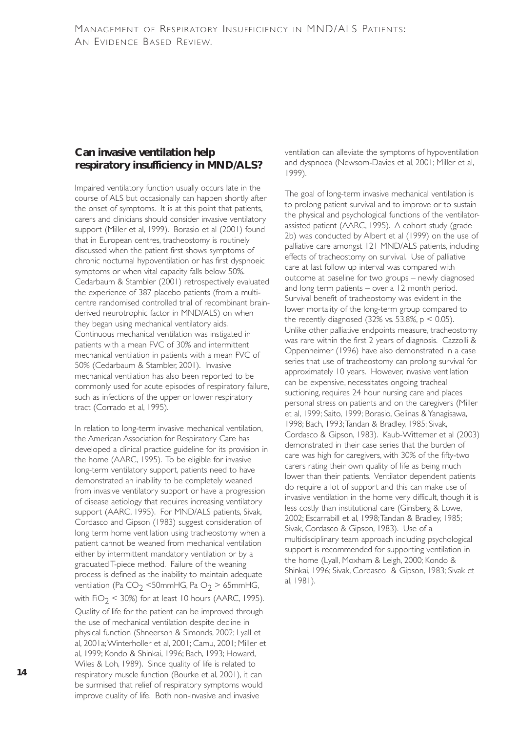## Can invasive ventilation help respiratory insufficiency in MND/ALS?

Impaired ventilatory function usually occurs late in the course of ALS but occasionally can happen shortly after the onset of symptoms. It is at this point that patients, carers and clinicians should consider invasive ventilatory support (Miller et al, 1999). Borasio et al (2001) found that in European centres, tracheostomy is routinely discussed when the patient first shows symptoms of chronic nocturnal hypoventilation or has first dyspnoeic symptoms or when vital capacity falls below 50%. Cedarbaum & Stambler (2001) retrospectively evaluated the experience of 387 placebo patients (from a multi-centre randomised controlled trial of recombinant brain-derived neurotrophic factor in MND/ALS) on when they began using mechanical ventilatory aids. Continuous mechanical ventilation was instigated in patients with a mean FVC of 30% and intermittent mechanical ventilation in patients with a mean FVC of 50% (Cedarbaum & Stambler, 2001). Invasive mechanical ventilation has also been reported to be commonly used for acute episodes of respiratory failure, such as infections of the upper or lower respiratory tract (Corrado et al, 1995).

In relation to long-term invasive mechanical ventilation, the American Association for Respiratory Care has developed a clinical practice guideline for its provision in the home (AARC, 1995). To be eligible for invasive long-term ventilatory support, patients need to have demonstrated an inability to be completely weaned from invasive ventilatory support or have a progression of disease aetiology that requires increasing ventilatory support (AARC, 1995). For MND/ALS patients, Sivak, Cordasco and Gipson (1983) suggest consideration of long term home ventilation using tracheostomy when a patient cannot be weaned from mechanical ventilation either by intermittent mandatory ventilation or by a graduated T-piece method. Failure of the weaning process is defined as the inability to maintain adequate ventilation (Pa $CO_2$ <50mmHG, Pa $O_2$ > 65mmHG, with $FiO_2$ < 30%) for at least 10 hours (AARC, 1995). Quality of life for the patient can be improved through the use of mechanical ventilation despite decline in physical function (Shneerson & Simonds, 2002; Lyall et al, 2001a; Winterholler et al, 2001; Camu, 2001; Miller et al, 1999; Kondo & Shinkai, 1996; Bach, 1993; Howard, Wiles & Loh, 1989). Since quality of life is related to respiratory muscle function (Bourke et al, 2001), it can be surmised that relief of respiratory symptoms would improve quality of life. Both non-invasive and invasive ventilation can alleviate the symptoms of hypoventilation and dyspnoea (Newsom-Davies et al, 2001; Miller et al, 1999).

The goal of long-term invasive mechanical ventilation is to prolong patient survival and to improve or to sustain the physical and psychological functions of the ventilator-assisted patient (AARC, 1995). A cohort study (grade 2b) was conducted by Albert et al (1999) on the use of palliative care amongst 121 MND/ALS patients, including effects of tracheostomy on survival. Use of palliative care at last follow up interval was compared with outcome at baseline for two groups – newly diagnosed and long term patients – over a 12 month period. Survival benefit of tracheostomy was evident in the lower mortality of the long-term group compared to the recently diagnosed (32% vs. 53.8%, $p < 0.05$). Unlike other palliative endpoints measure, tracheostomy was rare within the first 2 years of diagnosis. Cazzolli & Oppenheimer (1996) have also demonstrated in a case series that use of tracheostomy can prolong survival for approximately 10 years. However, invasive ventilation can be expensive, necessitates ongoing tracheal suctioning, requires 24 hour nursing care and places personal stress on patients and on the caregivers (Miller et al, 1999; Saito, 1999; Borasio, Gelinas & Yanagisawa, 1998; Bach, 1993; Tandan & Bradley, 1985; Sivak, Cordasco & Gipson, 1983). Kaub-Wittemer et al (2003) demonstrated in their case series that the burden of care was high for caregivers, with 30% of the fifty-two carers rating their own quality of life as being much lower than their patients. Ventilator dependent patients do require a lot of support and this can make use of invasive ventilation in the home very difficult, though it is less costly than institutional care (Ginsberg & Lowe, 2002; Escarrabill et al, 1998; Tandan & Bradley, 1985; Sivak, Cordasco & Gipson, 1983). Use of a multidisciplinary team approach including psychological support is recommended for supporting ventilation in the home (Lyall, Moxham & Leigh, 2000; Kondo & Shinkai, 1996; Sivak, Cordasco & Gipson, 1983; Sivak et al, 1981).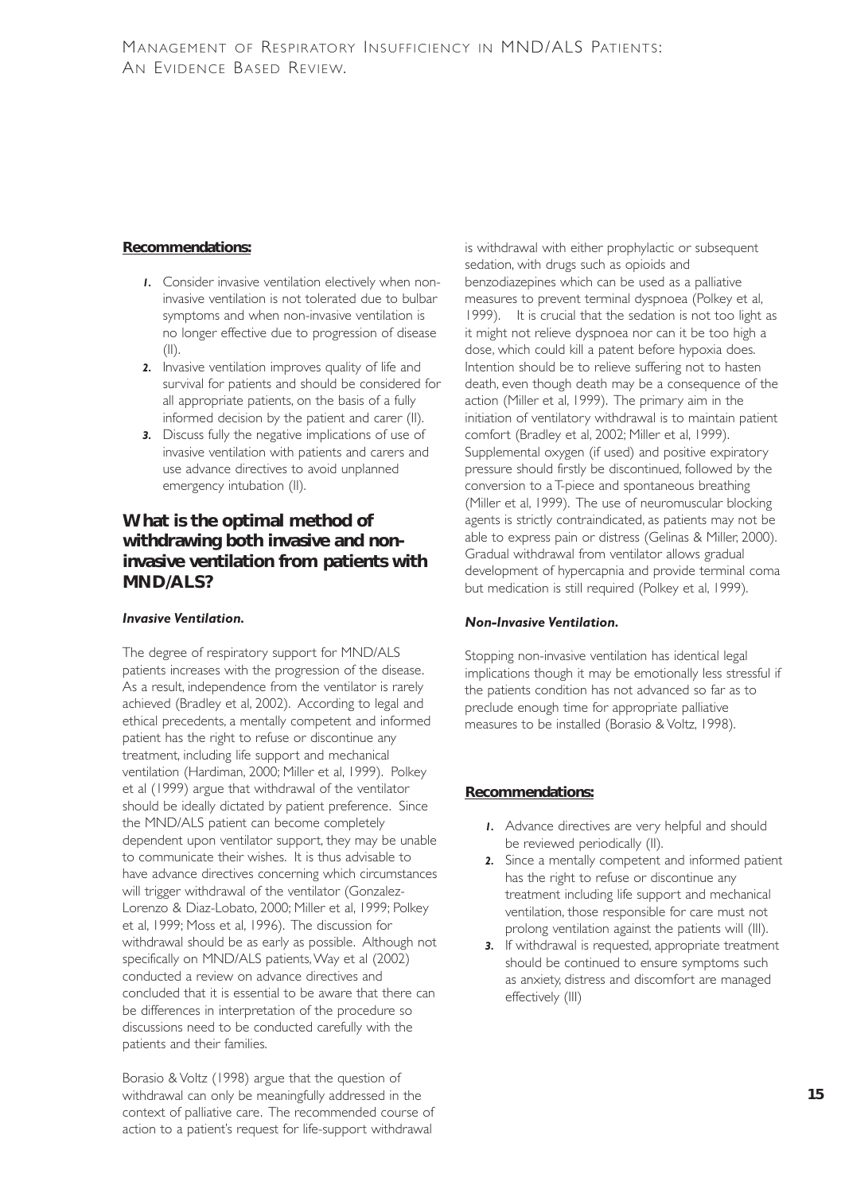**Recommendations:**

1. Consider invasive ventilation electively when non-invasive ventilation is not tolerated due to bulbar symptoms and when non-invasive ventilation is no longer effective due to progression of disease (II).
2. Invasive ventilation improves quality of life and survival for patients and should be considered for all appropriate patients, on the basis of a fully informed decision by the patient and carer (II).
3. Discuss fully the negative implications of use of invasive ventilation with patients and carers and use advance directives to avoid unplanned emergency intubation (II).

## What is the optimal method of withdrawing both invasive and non-invasive ventilation from patients with MND/ALS?

### *Invasive Ventilation.*

The degree of respiratory support for MND/ALS patients increases with the progression of the disease. As a result, independence from the ventilator is rarely achieved (Bradley et al, 2002). According to legal and ethical precedents, a mentally competent and informed patient has the right to refuse or discontinue any treatment, including life support and mechanical ventilation (Hardiman, 2000; Miller et al, 1999). Polkey et al (1999) argue that withdrawal of the ventilator should be ideally dictated by patient preference. Since the MND/ALS patient can become completely dependent upon ventilator support, they may be unable to communicate their wishes. It is thus advisable to have advance directives concerning which circumstances will trigger withdrawal of the ventilator (Gonzalez-Lorenzo & Diaz-Lobato, 2000; Miller et al, 1999; Polkey et al, 1999; Moss et al, 1996). The discussion for withdrawal should be as early as possible. Although not specifically on MND/ALS patients, Way et al (2002) conducted a review on advance directives and concluded that it is essential to be aware that there can be differences in interpretation of the procedure so discussions need to be conducted carefully with the patients and their families.

Borasio & Voltz (1998) argue that the question of withdrawal can only be meaningfully addressed in the context of palliative care. The recommended course of action to a patient's request for life-support withdrawal is withdrawal with either prophylactic or subsequent sedation, with drugs such as opioids and benzodiazepines which can be used as a palliative measures to prevent terminal dyspnoea (Polkey et al, 1999). It is crucial that the sedation is not too light as it might not relieve dyspnoea nor can it be too high a dose, which could kill a patent before hypoxia does. Intention should be to relieve suffering not to hasten death, even though death may be a consequence of the action (Miller et al, 1999). The primary aim in the initiation of ventilatory withdrawal is to maintain patient comfort (Bradley et al, 2002; Miller et al, 1999). Supplemental oxygen (if used) and positive expiratory pressure should firstly be discontinued, followed by the conversion to a T-piece and spontaneous breathing (Miller et al, 1999). The use of neuromuscular blocking agents is strictly contraindicated, as patients may not be able to express pain or distress (Gelinas & Miller, 2000). Gradual withdrawal from ventilator allows gradual development of hypercapnia and provide terminal coma but medication is still required (Polkey et al, 1999).

### *Non-Invasive Ventilation.*

Stopping non-invasive ventilation has identical legal implications though it may be emotionally less stressful if the patients condition has not advanced so far as to preclude enough time for appropriate palliative measures to be installed (Borasio & Voltz, 1998).

**Recommendations:**

1. Advance directives are very helpful and should be reviewed periodically (II).
2. Since a mentally competent and informed patient has the right to refuse or discontinue any treatment including life support and mechanical ventilation, those responsible for care must not prolong ventilation against the patients will (III).
3. If withdrawal is requested, appropriate treatment should be continued to ensure symptoms such as anxiety, distress and discomfort are managed effectively (III)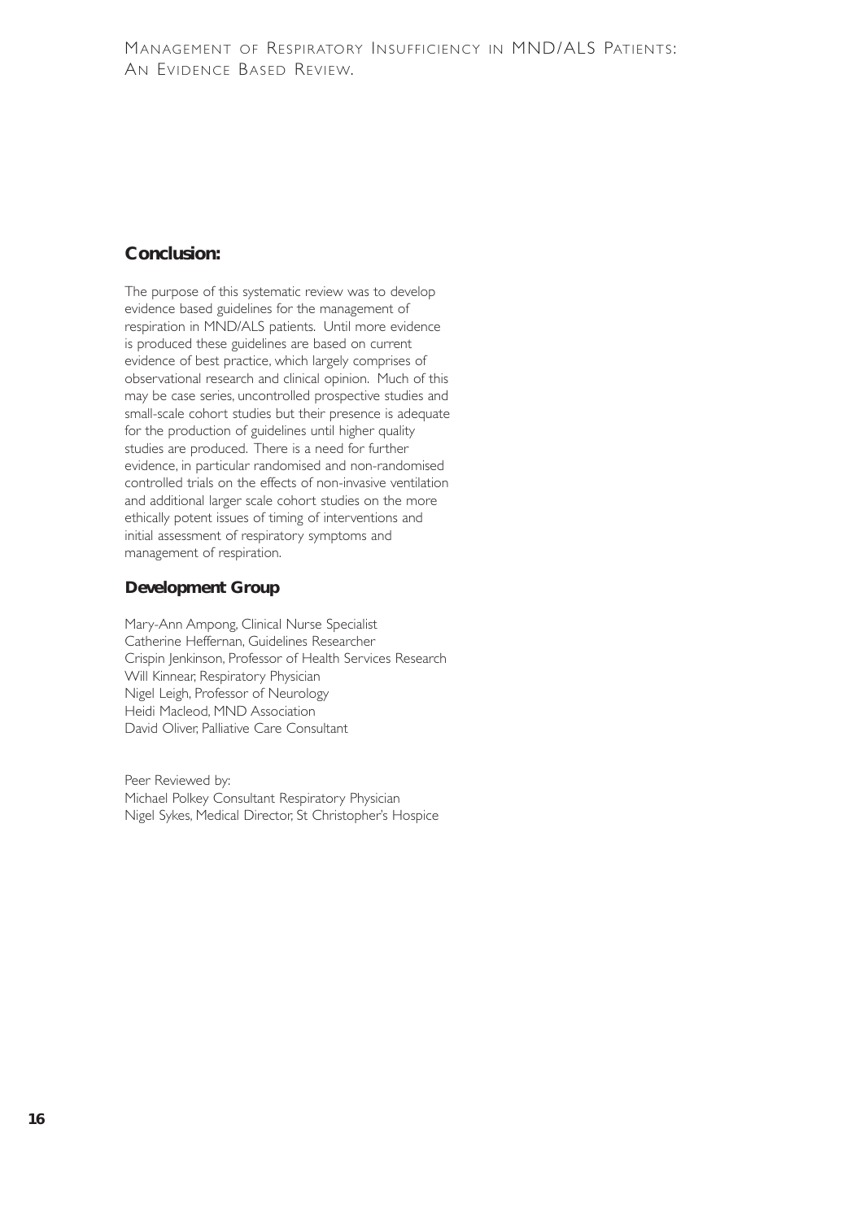## Conclusion:

The purpose of this systematic review was to develop evidence based guidelines for the management of respiration in MND/ALS patients. Until more evidence is produced these guidelines are based on current evidence of best practice, which largely comprises of observational research and clinical opinion. Much of this may be case series, uncontrolled prospective studies and small-scale cohort studies but their presence is adequate for the production of guidelines until higher quality studies are produced. There is a need for further evidence, in particular randomised and non-randomised controlled trials on the effects of non-invasive ventilation and additional larger scale cohort studies on the more ethically potent issues of timing of interventions and initial assessment of respiratory symptoms and management of respiration.

### Development Group

Mary-Ann Ampong, Clinical Nurse Specialist
Catherine Heffernan, Guidelines Researcher
Crispin Jenkinson, Professor of Health Services Research
Will Kinnear, Respiratory Physician
Nigel Leigh, Professor of Neurology
Heidi Macleod, MND Association
David Oliver, Palliative Care Consultant

Peer Reviewed by:
Michael Polkey Consultant Respiratory Physician
Nigel Sykes, Medical Director, St Christopher's Hospice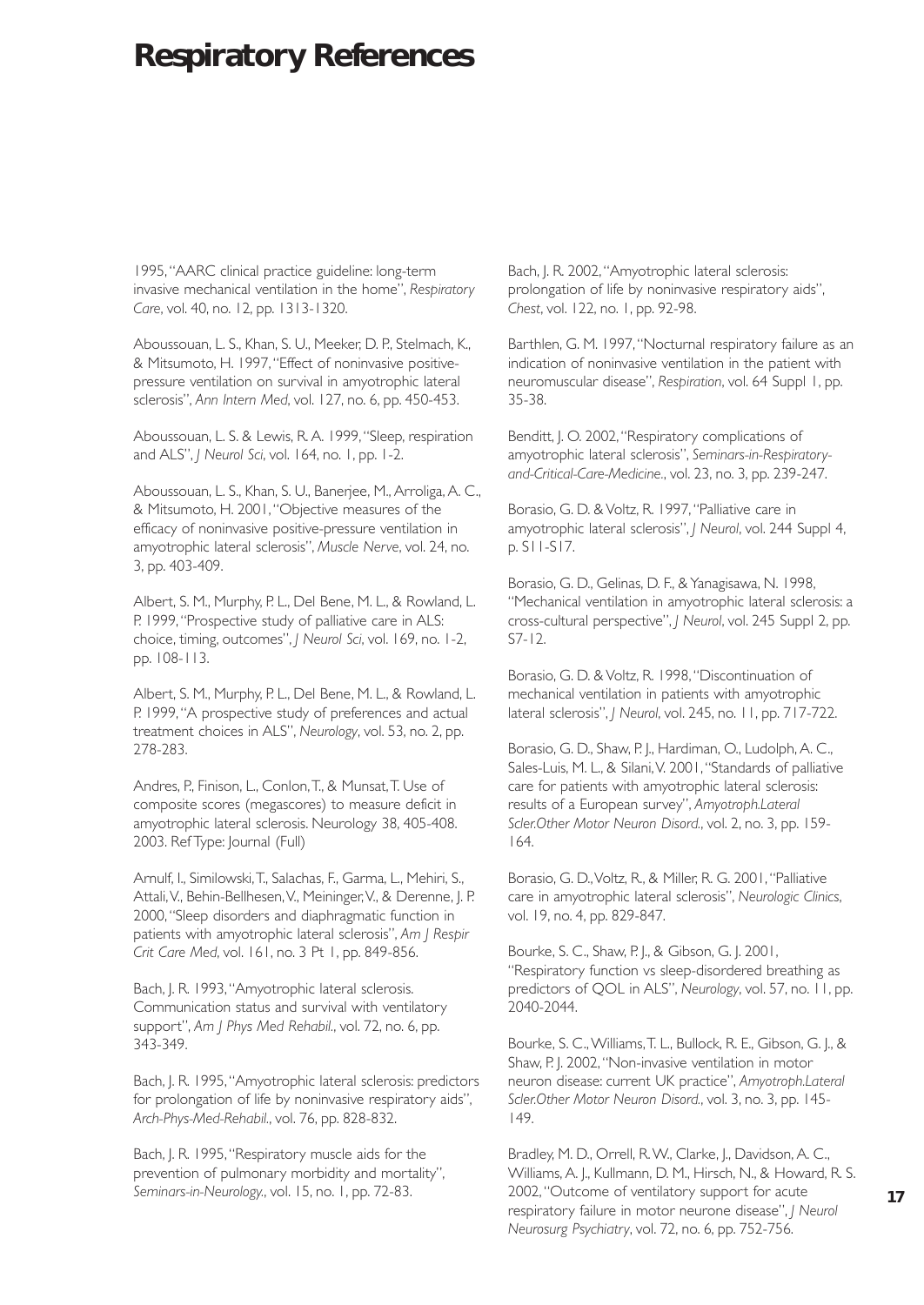# Respiratory References

1995, "AARC clinical practice guideline: long-term invasive mechanical ventilation in the home", *Respiratory Care*, vol. 40, no. 12, pp. 1313-1320.

Aboussouan, L. S., Khan, S. U., Meeker, D. P., Stelmach, K., & Mitsumoto, H. 1997, "Effect of noninvasive positive-pressure ventilation on survival in amyotrophic lateral sclerosis", *Ann Intern Med*, vol. 127, no. 6, pp. 450-453.

Aboussouan, L. S. & Lewis, R. A. 1999, "Sleep, respiration and ALS", *J Neurol Sci*, vol. 164, no. 1, pp. 1-2.

Aboussouan, L. S., Khan, S. U., Banerjee, M., Arroliga, A. C., & Mitsumoto, H. 2001, "Objective measures of the efficacy of noninvasive positive-pressure ventilation in amyotrophic lateral sclerosis", *Muscle Nerve*, vol. 24, no. 3, pp. 403-409.

Albert, S. M., Murphy, P. L., Del Bene, M. L., & Rowland, L. P. 1999, "Prospective study of palliative care in ALS: choice, timing, outcomes", *J Neurol Sci*, vol. 169, no. 1-2, pp. 108-113.

Albert, S. M., Murphy, P. L., Del Bene, M. L., & Rowland, L. P. 1999, "A prospective study of preferences and actual treatment choices in ALS", *Neurology*, vol. 53, no. 2, pp. 278-283.

Andres, P., Finison, L., Conlon, T., & Munsat, T. Use of composite scores (megascores) to measure deficit in amyotrophic lateral sclerosis. Neurology 38, 405-408. 2003. Ref Type: Journal (Full)

Arnulf, I., Similowski, T., Salachas, F., Garma, L., Mehiri, S., Attali, V., Behin-Bellhesen, V., Meininger, V., & Derenne, J. P. 2000, "Sleep disorders and diaphragmatic function in patients with amyotrophic lateral sclerosis", *Am J Respir Crit Care Med*, vol. 161, no. 3 Pt 1, pp. 849-856.

Bach, J. R. 1993, "Amyotrophic lateral sclerosis. Communication status and survival with ventilatory support", *Am J Phys Med Rehabil.*, vol. 72, no. 6, pp. 343-349.

Bach, J. R. 1995, "Amyotrophic lateral sclerosis: predictors for prolongation of life by noninvasive respiratory aids", *Arch-Phys-Med-Rehabil.*, vol. 76, pp. 828-832.

Bach, J. R. 1995, "Respiratory muscle aids for the prevention of pulmonary morbidity and mortality", *Seminars-in-Neurology.*, vol. 15, no. 1, pp. 72-83.

Bach, J. R. 2002, "Amyotrophic lateral sclerosis: prolongation of life by noninvasive respiratory aids", *Chest*, vol. 122, no. 1, pp. 92-98.

Barthlen, G. M. 1997, "Nocturnal respiratory failure as an indication of noninvasive ventilation in the patient with neuromuscular disease", *Respiration*, vol. 64 Suppl 1, pp. 35-38.

Benditt, J. O. 2002, "Respiratory complications of amyotrophic lateral sclerosis", *Seminars-in-Respiratory-and-Critical-Care-Medicine.*, vol. 23, no. 3, pp. 239-247.

Borasio, G. D. & Voltz, R. 1997, "Palliative care in amyotrophic lateral sclerosis", *J Neurol*, vol. 244 Suppl 4, p. S11-S17.

Borasio, G. D., Gelinas, D. F., & Yanagisawa, N. 1998, "Mechanical ventilation in amyotrophic lateral sclerosis: a cross-cultural perspective", *J Neurol*, vol. 245 Suppl 2, pp. S7-12.

Borasio, G. D. & Voltz, R. 1998, "Discontinuation of mechanical ventilation in patients with amyotrophic lateral sclerosis", *J Neurol*, vol. 245, no. 11, pp. 717-722.

Borasio, G. D., Shaw, P. J., Hardiman, O., Ludolph, A. C., Sales-Luis, M. L., & Silani, V. 2001, "Standards of palliative care for patients with amyotrophic lateral sclerosis: results of a European survey", *Amyotroph.Lateral Scler.Other Motor Neuron Disord.*, vol. 2, no. 3, pp. 159-164.

Borasio, G. D., Voltz, R., & Miller, R. G. 2001, "Palliative care in amyotrophic lateral sclerosis", *Neurologic Clinics*, vol. 19, no. 4, pp. 829-847.

Bourke, S. C., Shaw, P. J., & Gibson, G. J. 2001, "Respiratory function vs sleep-disordered breathing as predictors of QOL in ALS", *Neurology*, vol. 57, no. 11, pp. 2040-2044.

Bourke, S. C., Williams, T. L., Bullock, R. E., Gibson, G. J., & Shaw, P. J. 2002, "Non-invasive ventilation in motor neuron disease: current UK practice", *Amyotroph.Lateral Scler.Other Motor Neuron Disord.*, vol. 3, no. 3, pp. 145-149.

Bradley, M. D., Orrell, R. W., Clarke, J., Davidson, A. C., Williams, A. J., Kullmann, D. M., Hirsch, N., & Howard, R. S. 2002, "Outcome of ventilatory support for acute respiratory failure in motor neurone disease", *J Neurol Neurosurg Psychiatry*, vol. 72, no. 6, pp. 752-756.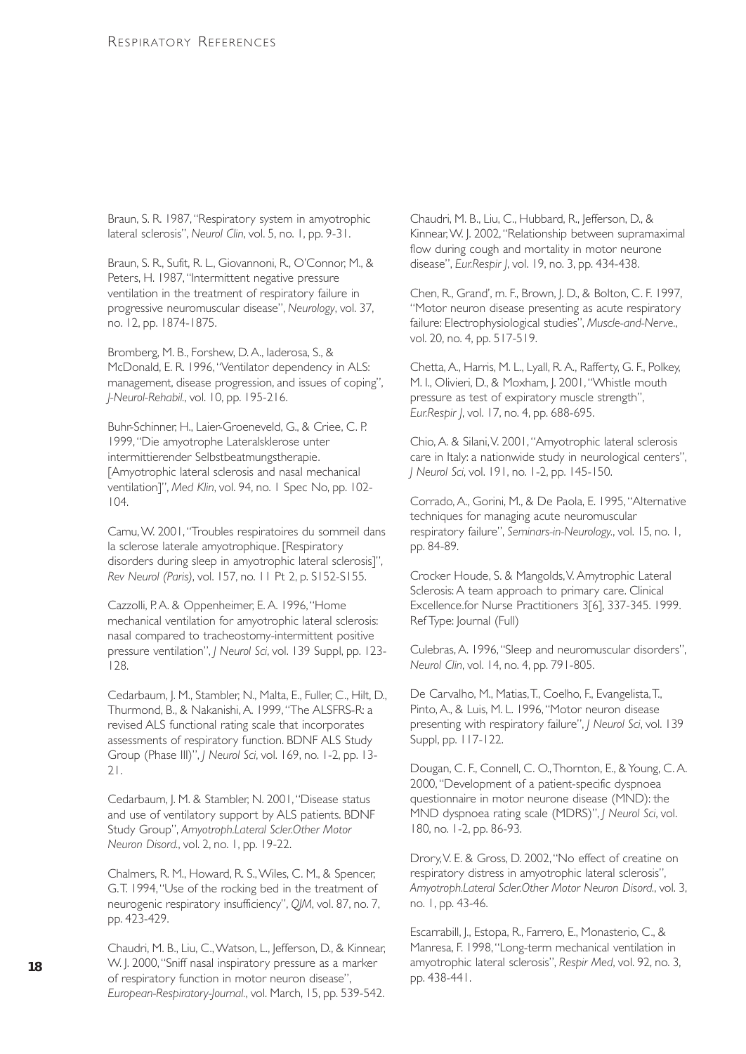Braun, S. R. 1987, "Respiratory system in amyotrophic lateral sclerosis", *Neurol Clin*, vol. 5, no. 1, pp. 9-31.

Braun, S. R., Sufit, R. L., Giovannoni, R., O'Connor, M., & Peters, H. 1987, "Intermittent negative pressure ventilation in the treatment of respiratory failure in progressive neuromuscular disease", *Neurology*, vol. 37, no. 12, pp. 1874-1875.

Bromberg, M. B., Forshew, D. A., Iaderosa, S., & McDonald, E. R. 1996, "Ventilator dependency in ALS: management, disease progression, and issues of coping", *J-Neurol-Rehabil.*, vol. 10, pp. 195-216.

Buhr-Schinner, H., Laier-Groeneveld, G., & Criee, C. P. 1999, "Die amyotrophe Lateralsklerose unter intermittierender Selbstbeatmungstherapie. [Amyotrophic lateral sclerosis and nasal mechanical ventilation]", *Med Klin*, vol. 94, no. 1 Spec No, pp. 102-104.

Camu, W. 2001, "Troubles respiratoires du sommeil dans la sclerose laterale amyotrophique. [Respiratory disorders during sleep in amyotrophic lateral sclerosis]", *Rev Neurol (Paris)*, vol. 157, no. 11 Pt 2, p. S152-S155.

Cazzolli, P. A. & Oppenheimer, E. A. 1996, "Home mechanical ventilation for amyotrophic lateral sclerosis: nasal compared to tracheostomy-intermittent positive pressure ventilation", *J Neurol Sci*, vol. 139 Suppl, pp. 123-128.

Cedarbaum, J. M., Stambler, N., Malta, E., Fuller, C., Hilt, D., Thurmond, B., & Nakanishi, A. 1999, "The ALSFRS-R: a revised ALS functional rating scale that incorporates assessments of respiratory function. BDNF ALS Study Group (Phase III)", *J Neurol Sci*, vol. 169, no. 1-2, pp. 13-21.

Cedarbaum, J. M. & Stambler, N. 2001, "Disease status and use of ventilatory support by ALS patients. BDNF Study Group", *Amyotroph.Lateral Scler.Other Motor Neuron Disord.*, vol. 2, no. 1, pp. 19-22.

Chalmers, R. M., Howard, R. S., Wiles, C. M., & Spencer, G. T. 1994, "Use of the rocking bed in the treatment of neurogenic respiratory insufficiency", *QJM*, vol. 87, no. 7, pp. 423-429.

Chaudri, M. B., Liu, C., Watson, L., Jefferson, D., & Kinnear, W. J. 2000, "Sniff nasal inspiratory pressure as a marker of respiratory function in motor neuron disease", *European-Respiratory-Journal.*, vol. March, 15, pp. 539-542.

Chaudri, M. B., Liu, C., Hubbard, R., Jefferson, D., & Kinnear, W. J. 2002, "Relationship between supramaximal flow during cough and mortality in motor neurone disease", *Eur.Respir J*, vol. 19, no. 3, pp. 434-438.

Chen, R., Grand', m. F., Brown, J. D., & Bolton, C. F. 1997, "Motor neuron disease presenting as acute respiratory failure: Electrophysiological studies", *Muscle-and-Nerve.*, vol. 20, no. 4, pp. 517-519.

Chetta, A., Harris, M. L., Lyall, R. A., Rafferty, G. F., Polkey, M. I., Olivieri, D., & Moxham, J. 2001, "Whistle mouth pressure as test of expiratory muscle strength", *Eur.Respir J*, vol. 17, no. 4, pp. 688-695.

Chio, A. & Silani, V. 2001, "Amyotrophic lateral sclerosis care in Italy: a nationwide study in neurological centers", *J Neurol Sci*, vol. 191, no. 1-2, pp. 145-150.

Corrado, A., Gorini, M., & De Paola, E. 1995, "Alternative techniques for managing acute neuromuscular respiratory failure", *Seminars-in-Neurology.*, vol. 15, no. 1, pp. 84-89.

Crocker Houde, S. & Mangolds, V. Amytrophic Lateral Sclerosis: A team approach to primary care. Clinical Excellence.for Nurse Practitioners 3[6], 337-345. 1999. Ref Type: Journal (Full)

Culebras, A. 1996, "Sleep and neuromuscular disorders", *Neurol Clin*, vol. 14, no. 4, pp. 791-805.

De Carvalho, M., Matias, T., Coelho, F., Evangelista, T., Pinto, A., & Luis, M. L. 1996, "Motor neuron disease presenting with respiratory failure", *J Neurol Sci*, vol. 139 Suppl, pp. 117-122.

Dougan, C. F., Connell, C. O., Thornton, E., & Young, C. A. 2000, "Development of a patient-specific dyspnoea questionnaire in motor neurone disease (MND): the MND dyspnoea rating scale (MDRS)", *J Neurol Sci*, vol. 180, no. 1-2, pp. 86-93.

Drory, V. E. & Gross, D. 2002, "No effect of creatine on respiratory distress in amyotrophic lateral sclerosis", *Amyotroph.Lateral Scler.Other Motor Neuron Disord.*, vol. 3, no. 1, pp. 43-46.

Escarrabill, J., Estopa, R., Farrero, E., Monasterio, C., & Manresa, F. 1998, "Long-term mechanical ventilation in amyotrophic lateral sclerosis", *Respir Med*, vol. 92, no. 3, pp. 438-441.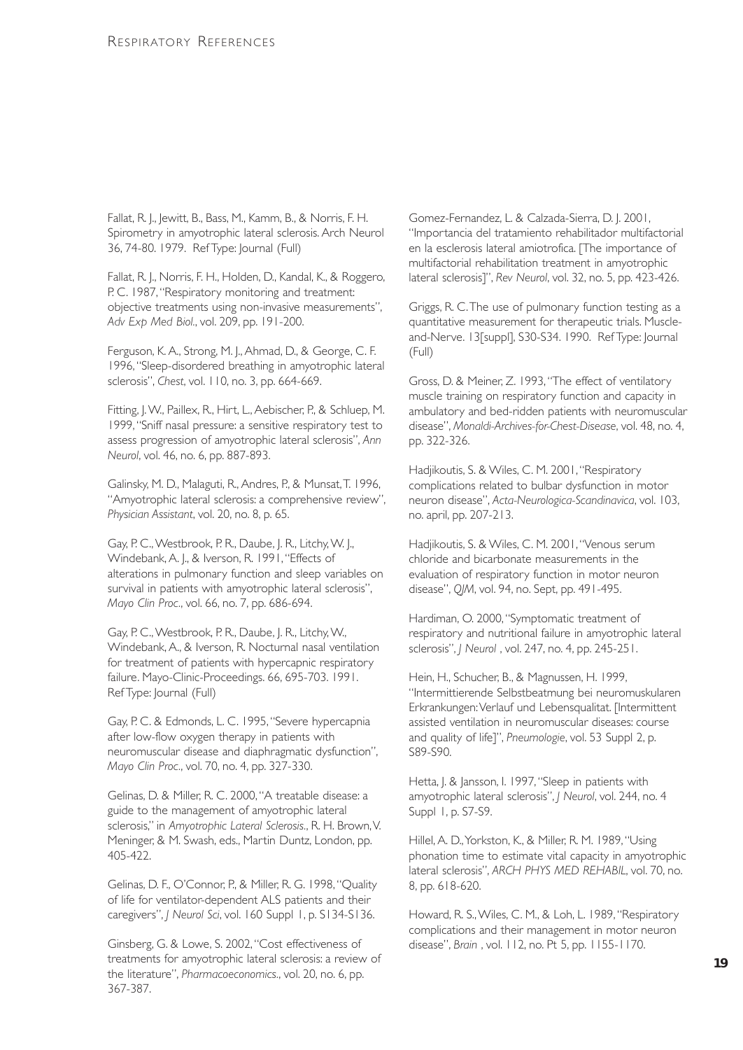Fallat, R. J., Jewitt, B., Bass, M., Kamm, B., & Norris, F. H. Spirometry in amyotrophic lateral sclerosis. Arch Neurol 36, 74-80. 1979. Ref Type: Journal (Full)

Fallat, R. J., Norris, F. H., Holden, D., Kandal, K., & Roggero, P. C. 1987, "Respiratory monitoring and treatment: objective treatments using non-invasive measurements", *Adv Exp Med Biol.*, vol. 209, pp. 191-200.

Ferguson, K. A., Strong, M. J., Ahmad, D., & George, C. F. 1996, "Sleep-disordered breathing in amyotrophic lateral sclerosis", *Chest*, vol. 110, no. 3, pp. 664-669.

Fitting, J. W., Paillex, R., Hirt, L., Aebischer, P., & Schluep, M. 1999, "Sniff nasal pressure: a sensitive respiratory test to assess progression of amyotrophic lateral sclerosis", *Ann Neurol*, vol. 46, no. 6, pp. 887-893.

Galinsky, M. D., Malaguti, R., Andres, P., & Munsat, T. 1996, "Amyotrophic lateral sclerosis: a comprehensive review", *Physician Assistant*, vol. 20, no. 8, p. 65.

Gay, P. C., Westbrook, P. R., Daube, J. R., Litchy, W. J., Windebank, A. J., & Iverson, R. 1991, "Effects of alterations in pulmonary function and sleep variables on survival in patients with amyotrophic lateral sclerosis", *Mayo Clin Proc.*, vol. 66, no. 7, pp. 686-694.

Gay, P. C., Westbrook, P. R., Daube, J. R., Litchy, W., Windebank, A., & Iverson, R. Nocturnal nasal ventilation for treatment of patients with hypercapnic respiratory failure. Mayo-Clinic-Proceedings. 66, 695-703. 1991. Ref Type: Journal (Full)

Gay, P. C. & Edmonds, L. C. 1995, "Severe hypercapnia after low-flow oxygen therapy in patients with neuromuscular disease and diaphragmatic dysfunction", *Mayo Clin Proc.*, vol. 70, no. 4, pp. 327-330.

Gelinas, D. & Miller, R. C. 2000, "A treatable disease: a guide to the management of amyotrophic lateral sclerosis," in *Amyotrophic Lateral Sclerosis.*, R. H. Brown, V. Meninger, & M. Swash, eds., Martin Duntz, London, pp. 405-422.

Gelinas, D. F., O'Connor, P., & Miller, R. G. 1998, "Quality of life for ventilator-dependent ALS patients and their caregivers", *J Neurol Sci*, vol. 160 Suppl 1, p. S134-S136.

Ginsberg, G. & Lowe, S. 2002, "Cost effectiveness of treatments for amyotrophic lateral sclerosis: a review of the literature", *Pharmacoeconomics.*, vol. 20, no. 6, pp. 367-387.

Gomez-Fernandez, L. & Calzada-Sierra, D. J. 2001, "Importancia del tratamiento rehabilitador multifactorial en la esclerosis lateral amiotrofica. [The importance of multifactorial rehabilitation treatment in amyotrophic lateral sclerosis]", *Rev Neurol*, vol. 32, no. 5, pp. 423-426.

Griggs, R. C. The use of pulmonary function testing as a quantitative measurement for therapeutic trials. Muscle-and-Nerve. 13[suppl], S30-S34. 1990. Ref Type: Journal (Full)

Gross, D. & Meiner, Z. 1993, "The effect of ventilatory muscle training on respiratory function and capacity in ambulatory and bed-ridden patients with neuromuscular disease", *Monaldi-Archives-for-Chest-Disease*, vol. 48, no. 4, pp. 322-326.

Hadjikoutis, S. & Wiles, C. M. 2001, "Respiratory complications related to bulbar dysfunction in motor neuron disease", *Acta-Neurologica-Scandinavica*, vol. 103, no. april, pp. 207-213.

Hadjikoutis, S. & Wiles, C. M. 2001, "Venous serum chloride and bicarbonate measurements in the evaluation of respiratory function in motor neuron disease", *QJM*, vol. 94, no. Sept, pp. 491-495.

Hardiman, O. 2000, "Symptomatic treatment of respiratory and nutritional failure in amyotrophic lateral sclerosis", *J Neurol* , vol. 247, no. 4, pp. 245-251.

Hein, H., Schucher, B., & Magnussen, H. 1999, "Intermittierende Selbstbeatmung bei neuromuskularen Erkrankungen: Verlauf und Lebensqualitat. [Intermittent assisted ventilation in neuromuscular diseases: course and quality of life]", *Pneumologie*, vol. 53 Suppl 2, p. S89-S90.

Hetta, J. & Jansson, I. 1997, "Sleep in patients with amyotrophic lateral sclerosis", *J Neurol*, vol. 244, no. 4 Suppl 1, p. S7-S9.

Hillel, A. D., Yorkston, K., & Miller, R. M. 1989, "Using phonation time to estimate vital capacity in amyotrophic lateral sclerosis", *ARCH PHYS MED REHABIL*, vol. 70, no. 8, pp. 618-620.

Howard, R. S., Wiles, C. M., & Loh, L. 1989, "Respiratory complications and their management in motor neuron disease", *Brain* , vol. 112, no. Pt 5, pp. 1155-1170.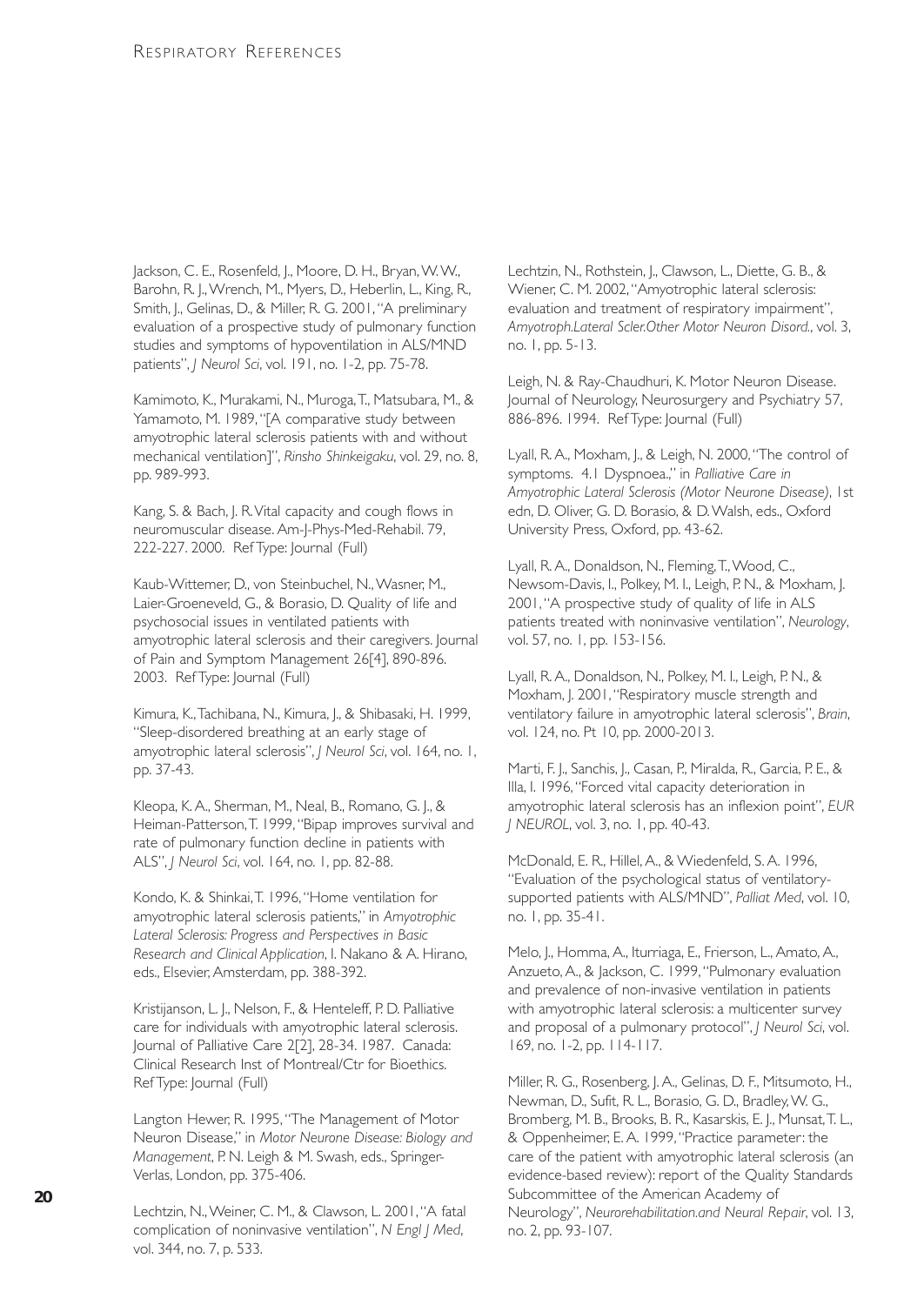Jackson, C. E., Rosenfeld, J., Moore, D. H., Bryan, W. W., Barohn, R. J., Wrench, M., Myers, D., Heberlin, L., King, R., Smith, J., Gelinas, D., & Miller, R. G. 2001, "A preliminary evaluation of a prospective study of pulmonary function studies and symptoms of hypoventilation in ALS/MND patients", *J Neurol Sci*, vol. 191, no. 1-2, pp. 75-78.

Kamimoto, K., Murakami, N., Muroga, T., Matsubara, M., & Yamamoto, M. 1989, "[A comparative study between amyotrophic lateral sclerosis patients with and without mechanical ventilation]", *Rinsho Shinkeigaku*, vol. 29, no. 8, pp. 989-993.

Kang, S. & Bach, J. R. Vital capacity and cough flows in neuromuscular disease. Am-J-Phys-Med-Rehabil. 79, 222-227. 2000. Ref Type: Journal (Full)

Kaub-Wittemer, D., von Steinbuchel, N., Wasner, M., Laier-Groeneveld, G., & Borasio, D. Quality of life and psychosocial issues in ventilated patients with amyotrophic lateral sclerosis and their caregivers. Journal of Pain and Symptom Management 26[4], 890-896. 2003. Ref Type: Journal (Full)

Kimura, K., Tachibana, N., Kimura, J., & Shibasaki, H. 1999, "Sleep-disordered breathing at an early stage of amyotrophic lateral sclerosis", *J Neurol Sci*, vol. 164, no. 1, pp. 37-43.

Kleopa, K. A., Sherman, M., Neal, B., Romano, G. J., & Heiman-Patterson, T. 1999, "Bipap improves survival and rate of pulmonary function decline in patients with ALS", *J Neurol Sci*, vol. 164, no. 1, pp. 82-88.

Kondo, K. & Shinkai, T. 1996, "Home ventilation for amyotrophic lateral sclerosis patients," in *Amyotrophic Lateral Sclerosis: Progress and Perspectives in Basic Research and Clinical Application*, I. Nakano & A. Hirano, eds., Elsevier, Amsterdam, pp. 388-392.

Kristijanson, L. J., Nelson, F., & Henteleff, P. D. Palliative care for individuals with amyotrophic lateral sclerosis. Journal of Palliative Care 2[2], 28-34. 1987. Canada: Clinical Research Inst of Montreal/Ctr for Bioethics. Ref Type: Journal (Full)

Langton Hewer, R. 1995, "The Management of Motor Neuron Disease," in *Motor Neurone Disease: Biology and Management*, P. N. Leigh & M. Swash, eds., Springer-Verlas, London, pp. 375-406.

Lechtzin, N., Weiner, C. M., & Clawson, L. 2001, "A fatal complication of noninvasive ventilation", *N Engl J Med*, vol. 344, no. 7, p. 533.

Lechtzin, N., Rothstein, J., Clawson, L., Diette, G. B., & Wiener, C. M. 2002, "Amyotrophic lateral sclerosis: evaluation and treatment of respiratory impairment", *Amyotroph.Lateral Scler.Other Motor Neuron Disord.*, vol. 3, no. 1, pp. 5-13.

Leigh, N. & Ray-Chaudhuri, K. Motor Neuron Disease. Journal of Neurology, Neurosurgery and Psychiatry 57, 886-896. 1994. Ref Type: Journal (Full)

Lyall, R. A., Moxham, J., & Leigh, N. 2000, "The control of symptoms. 4.1 Dyspnoea.," in *Palliative Care in Amyotrophic Lateral Sclerosis (Motor Neurone Disease)*, 1st edn, D. Oliver, G. D. Borasio, & D. Walsh, eds., Oxford University Press, Oxford, pp. 43-62.

Lyall, R. A., Donaldson, N., Fleming, T., Wood, C., Newsom-Davis, I., Polkey, M. I., Leigh, P. N., & Moxham, J. 2001, "A prospective study of quality of life in ALS patients treated with noninvasive ventilation", *Neurology*, vol. 57, no. 1, pp. 153-156.

Lyall, R. A., Donaldson, N., Polkey, M. I., Leigh, P. N., & Moxham, J. 2001, "Respiratory muscle strength and ventilatory failure in amyotrophic lateral sclerosis", *Brain*, vol. 124, no. Pt 10, pp. 2000-2013.

Marti, F. J., Sanchis, J., Casan, P., Miralda, R., Garcia, P. E., & Illa, I. 1996, "Forced vital capacity deterioration in amyotrophic lateral sclerosis has an inflexion point", *EUR J NEUROL*, vol. 3, no. 1, pp. 40-43.

McDonald, E. R., Hillel, A., & Wiedenfeld, S. A. 1996, "Evaluation of the psychological status of ventilatory-supported patients with ALS/MND", *Palliat Med*, vol. 10, no. 1, pp. 35-41.

Melo, J., Homma, A., Iturriaga, E., Frierson, L., Amato, A., Anzueto, A., & Jackson, C. 1999, "Pulmonary evaluation and prevalence of non-invasive ventilation in patients with amyotrophic lateral sclerosis: a multicenter survey and proposal of a pulmonary protocol", *J Neurol Sci*, vol. 169, no. 1-2, pp. 114-117.

Miller, R. G., Rosenberg, J. A., Gelinas, D. F., Mitsumoto, H., Newman, D., Sufit, R. L., Borasio, G. D., Bradley, W. G., Bromberg, M. B., Brooks, B. R., Kasarskis, E. J., Munsat, T. L., & Oppenheimer, E. A. 1999, "Practice parameter: the care of the patient with amyotrophic lateral sclerosis (an evidence-based review): report of the Quality Standards Subcommittee of the American Academy of Neurology", *Neurorehabilitation.and Neural Repair*, vol. 13, no. 2, pp. 93-107.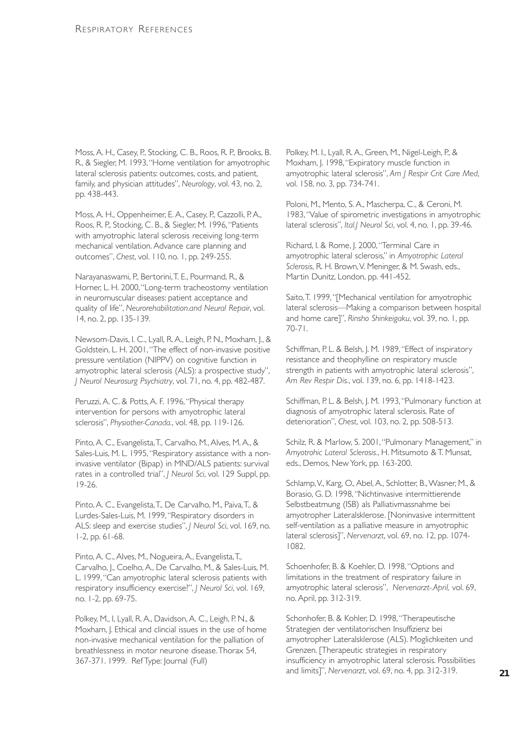Moss, A. H., Casey, P., Stocking, C. B., Roos, R. P., Brooks, B. R., & Siegler, M. 1993, "Home ventilation for amyotrophic lateral sclerosis patients: outcomes, costs, and patient, family, and physician attitudes", *Neurology*, vol. 43, no. 2, pp. 438-443.

Moss, A. H., Oppenheimer, E. A., Casey, P., Cazzolli, P. A., Roos, R. P., Stocking, C. B., & Siegler, M. 1996, "Patients with amyotrophic lateral sclerosis receiving long-term mechanical ventilation. Advance care planning and outcomes", *Chest*, vol. 110, no. 1, pp. 249-255.

Narayanaswami, P., Bertorini, T. E., Pourmand, R., & Horner, L. H. 2000, "Long-term tracheostomy ventilation in neuromuscular diseases: patient acceptance and quality of life", *Neurorehabilitation.and Neural Repair*, vol. 14, no. 2, pp. 135-139.

Newsom-Davis, I. C., Lyall, R. A., Leigh, P. N., Moxham, J., & Goldstein, L. H. 2001, "The effect of non-invasive positive pressure ventilation (NIPPV) on cognitive function in amyotrophic lateral sclerosis (ALS): a prospective study", *J Neurol Neurosurg Psychiatry*, vol. 71, no. 4, pp. 482-487.

Peruzzi, A. C. & Potts, A. F. 1996, "Physical therapy intervention for persons with amyotrophic lateral sclerosis", *Physiother-Canada.*, vol. 48, pp. 119-126.

Pinto, A. C., Evangelista, T., Carvalho, M., Alves, M. A., & Sales-Luis, M. L. 1995, "Respiratory assistance with a non-invasive ventilator (Bipap) in MND/ALS patients: survival rates in a controlled trial", *J Neurol Sci*, vol. 129 Suppl, pp. 19-26.

Pinto, A. C., Evangelista, T., De Carvalho, M., Paiva, T., & Lurdes-Sales-Luis, M. 1999, "Respiratory disorders in ALS: sleep and exercise studies", *J Neurol Sci*, vol. 169, no. 1-2, pp. 61-68.

Pinto, A. C., Alves, M., Nogueira, A., Evangelista, T., Carvalho, J., Coelho, A., De Carvalho, M., & Sales-Luis, M. L. 1999, "Can amyotrophic lateral sclerosis patients with respiratory insufficiency exercise?", *J Neurol Sci*, vol. 169, no. 1-2, pp. 69-75.

Polkey, M., I, Lyall, R. A., Davidson, A. C., Leigh, P. N., & Moxham, J. Ethical and clincial issues in the use of home non-invasive mechanical ventilation for the palliation of breathlessness in motor neurone disease. Thorax 54, 367-371. 1999. Ref Type: Journal (Full)

Polkey, M. I., Lyall, R. A., Green, M., Nigel-Leigh, P., & Moxham, J. 1998, "Expiratory muscle function in amyotrophic lateral sclerosis", *Am J Respir Crit Care Med*, vol. 158, no. 3, pp. 734-741.

Poloni, M., Mento, S. A., Mascherpa, C., & Ceroni, M. 1983, "Value of spirometric investigations in amyotrophic lateral sclerosis", *Ital.J Neurol Sci*, vol. 4, no. 1, pp. 39-46.

Richard, I. & Rome, J. 2000, "Terminal Care in amyotrophic lateral sclerosis," in *Amyotrophic Lateral Sclerosis*, R. H. Brown, V. Meninger, & M. Swash, eds., Martin Dunitz, London, pp. 441-452.

Saito, T. 1999, "[Mechanical ventilation for amyotrophic lateral sclerosis—Making a comparison between hospital and home care]", *Rinsho Shinkeigaku*, vol. 39, no. 1, pp. 70-71.

Schiffman, P. L. & Belsh, J. M. 1989, "Effect of inspiratory resistance and theophylline on respiratory muscle strength in patients with amyotrophic lateral sclerosis", *Am Rev Respir Dis.*, vol. 139, no. 6, pp. 1418-1423.

Schiffman, P. L. & Belsh, J. M. 1993, "Pulmonary function at diagnosis of amyotrophic lateral sclerosis. Rate of deterioration", *Chest*, vol. 103, no. 2, pp. 508-513.

Schilz, R. & Marlow, S. 2001, "Pulmonary Management," in *Amyotrohic Lateral Sclerosis.*, H. Mitsumoto & T. Munsat, eds., Demos, New York, pp. 163-200.

Schlamp, V., Karg, O., Abel, A., Schlotter, B., Wasner, M., & Borasio, G. D. 1998, "Nichtinvasive intermittierende Selbstbeatmung (ISB) als Palliativmassnahme bei amyotropher Lateralsklerose. [Noninvasive intermittent self-ventilation as a palliative measure in amyotrophic lateral sclerosis]", *Nervenarzt*, vol. 69, no. 12, pp. 1074-1082.

Schoenhofer, B. & Koehler, D. 1998, "Options and limitations in the treatment of respiratory failure in amyotrophic lateral sclerosis", *Nervenarzt-.April,* vol. 69, no. April, pp. 312-319.

Schonhofer, B. & Kohler, D. 1998, "Therapeutische Strategien der ventilatorischen Insuffizienz bei amyotropher Lateralsklerose (ALS). Moglichkeiten und Grenzen. [Therapeutic strategies in respiratory insufficiency in amyotrophic lateral sclerosis. Possibilities and limits]", *Nervenarzt*, vol. 69, no. 4, pp. 312-319.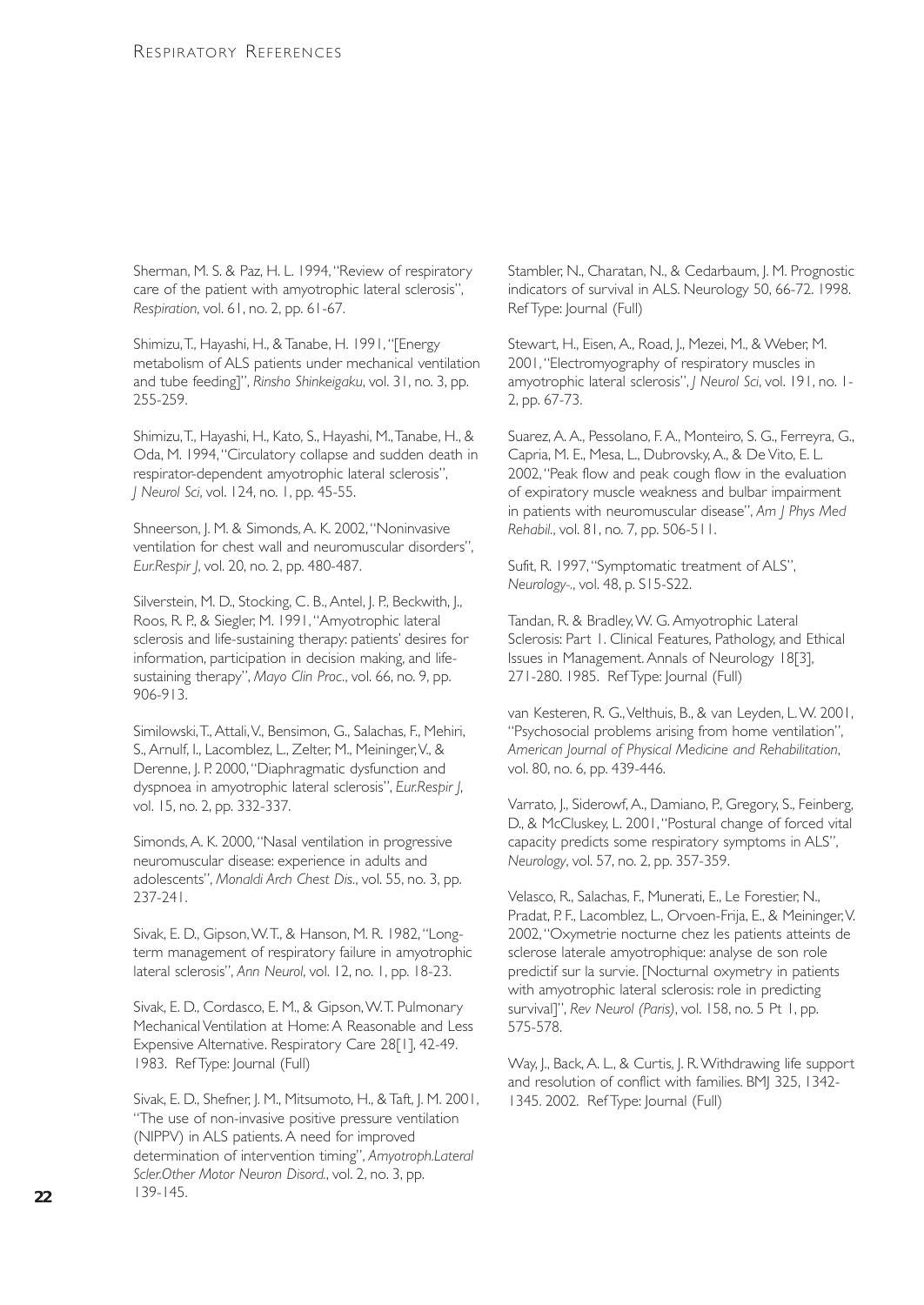Sherman, M. S. & Paz, H. L. 1994, "Review of respiratory care of the patient with amyotrophic lateral sclerosis", *Respiration*, vol. 61, no. 2, pp. 61-67.

Shimizu, T., Hayashi, H., & Tanabe, H. 1991, "[Energy metabolism of ALS patients under mechanical ventilation and tube feeding]", *Rinsho Shinkeigaku*, vol. 31, no. 3, pp. 255-259.

Shimizu, T., Hayashi, H., Kato, S., Hayashi, M., Tanabe, H., & Oda, M. 1994, "Circulatory collapse and sudden death in respirator-dependent amyotrophic lateral sclerosis", *J Neurol Sci*, vol. 124, no. 1, pp. 45-55.

Shneerson, J. M. & Simonds, A. K. 2002, "Noninvasive ventilation for chest wall and neuromuscular disorders", *Eur.Respir J*, vol. 20, no. 2, pp. 480-487.

Silverstein, M. D., Stocking, C. B., Antel, J. P., Beckwith, J., Roos, R. P., & Siegler, M. 1991, "Amyotrophic lateral sclerosis and life-sustaining therapy: patients' desires for information, participation in decision making, and life-sustaining therapy", *Mayo Clin Proc.*, vol. 66, no. 9, pp. 906-913.

Similowski, T., Attali, V., Bensimon, G., Salachas, F., Mehiri, S., Arnulf, I., Lacomblez, L., Zelter, M., Meininger, V., & Derenne, J. P. 2000, "Diaphragmatic dysfunction and dyspnoea in amyotrophic lateral sclerosis", *Eur.Respir J*, vol. 15, no. 2, pp. 332-337.

Simonds, A. K. 2000, "Nasal ventilation in progressive neuromuscular disease: experience in adults and adolescents", *Monaldi Arch Chest Dis.*, vol. 55, no. 3, pp. 237-241.

Sivak, E. D., Gipson, W. T., & Hanson, M. R. 1982, "Long-term management of respiratory failure in amyotrophic lateral sclerosis", *Ann Neurol*, vol. 12, no. 1, pp. 18-23.

Sivak, E. D., Cordasco, E. M., & Gipson, W. T. Pulmonary Mechanical Ventilation at Home: A Reasonable and Less Expensive Alternative. Respiratory Care 28[1], 42-49. 1983. Ref Type: Journal (Full)

Sivak, E. D., Shefner, J. M., Mitsumoto, H., & Taft, J. M. 2001, "The use of non-invasive positive pressure ventilation (NIPPV) in ALS patients. A need for improved determination of intervention timing", *Amyotroph.Lateral Scler.Other Motor Neuron Disord.*, vol. 2, no. 3, pp. 139-145.

Stambler, N., Charatan, N., & Cedarbaum, J. M. Prognostic indicators of survival in ALS. Neurology 50, 66-72. 1998. Ref Type: Journal (Full)

Stewart, H., Eisen, A., Road, J., Mezei, M., & Weber, M. 2001, "Electromyography of respiratory muscles in amyotrophic lateral sclerosis", *J Neurol Sci*, vol. 191, no. 1-2, pp. 67-73.

Suarez, A. A., Pessolano, F. A., Monteiro, S. G., Ferreyra, G., Capria, M. E., Mesa, L., Dubrovsky, A., & De Vito, E. L. 2002, "Peak flow and peak cough flow in the evaluation of expiratory muscle weakness and bulbar impairment in patients with neuromuscular disease", *Am J Phys Med Rehabil.*, vol. 81, no. 7, pp. 506-511.

Sufit, R. 1997, "Symptomatic treatment of ALS", *Neurology-.*, vol. 48, p. S15-S22.

Tandan, R. & Bradley, W. G. Amyotrophic Lateral Sclerosis: Part 1. Clinical Features, Pathology, and Ethical Issues in Management. Annals of Neurology 18[3], 271-280. 1985. Ref Type: Journal (Full)

van Kesteren, R. G., Velthuis, B., & van Leyden, L. W. 2001, "Psychosocial problems arising from home ventilation", *American Journal of Physical Medicine and Rehabilitation*, vol. 80, no. 6, pp. 439-446.

Varrato, J., Siderowf, A., Damiano, P., Gregory, S., Feinberg, D., & McCluskey, L. 2001, "Postural change of forced vital capacity predicts some respiratory symptoms in ALS", *Neurology*, vol. 57, no. 2, pp. 357-359.

Velasco, R., Salachas, F., Munerati, E., Le Forestier, N., Pradat, P. F., Lacomblez, L., Orvoen-Frija, E., & Meininger, V. 2002, "Oxymetrie nocturne chez les patients atteints de sclerose laterale amyotrophique: analyse de son role predictif sur la survie. [Nocturnal oxymetry in patients with amyotrophic lateral sclerosis: role in predicting survival]", *Rev Neurol (Paris)*, vol. 158, no. 5 Pt 1, pp. 575-578.

Way, J., Back, A. L., & Curtis, J. R. Withdrawing life support and resolution of conflict with families. BMJ 325, 1342-1345. 2002. Ref Type: Journal (Full)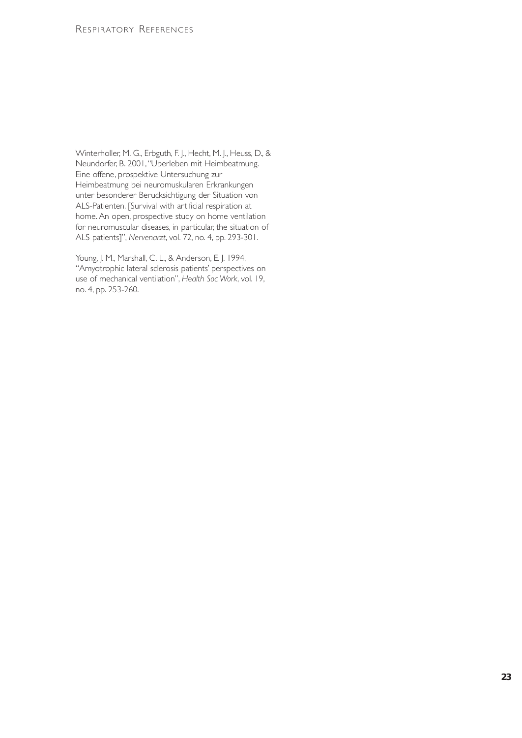Winterholler, M. G., Erbguth, F. J., Hecht, M. J., Heuss, D., & Neundorfer, B. 2001, "Uberleben mit Heimbeatmung. Eine offene, prospektive Untersuchung zur Heimbeatmung bei neuromuskularen Erkrankungen unter besonderer Berucksichtigung der Situation von ALS-Patienten. [Survival with artificial respiration at home. An open, prospective study on home ventilation for neuromuscular diseases, in particular, the situation of ALS patients]", *Nervenarzt*, vol. 72, no. 4, pp. 293-301.

Young, J. M., Marshall, C. L., & Anderson, E. J. 1994, "Amyotrophic lateral sclerosis patients' perspectives on use of mechanical ventilation", *Health Soc Work*, vol. 19, no. 4, pp. 253-260.